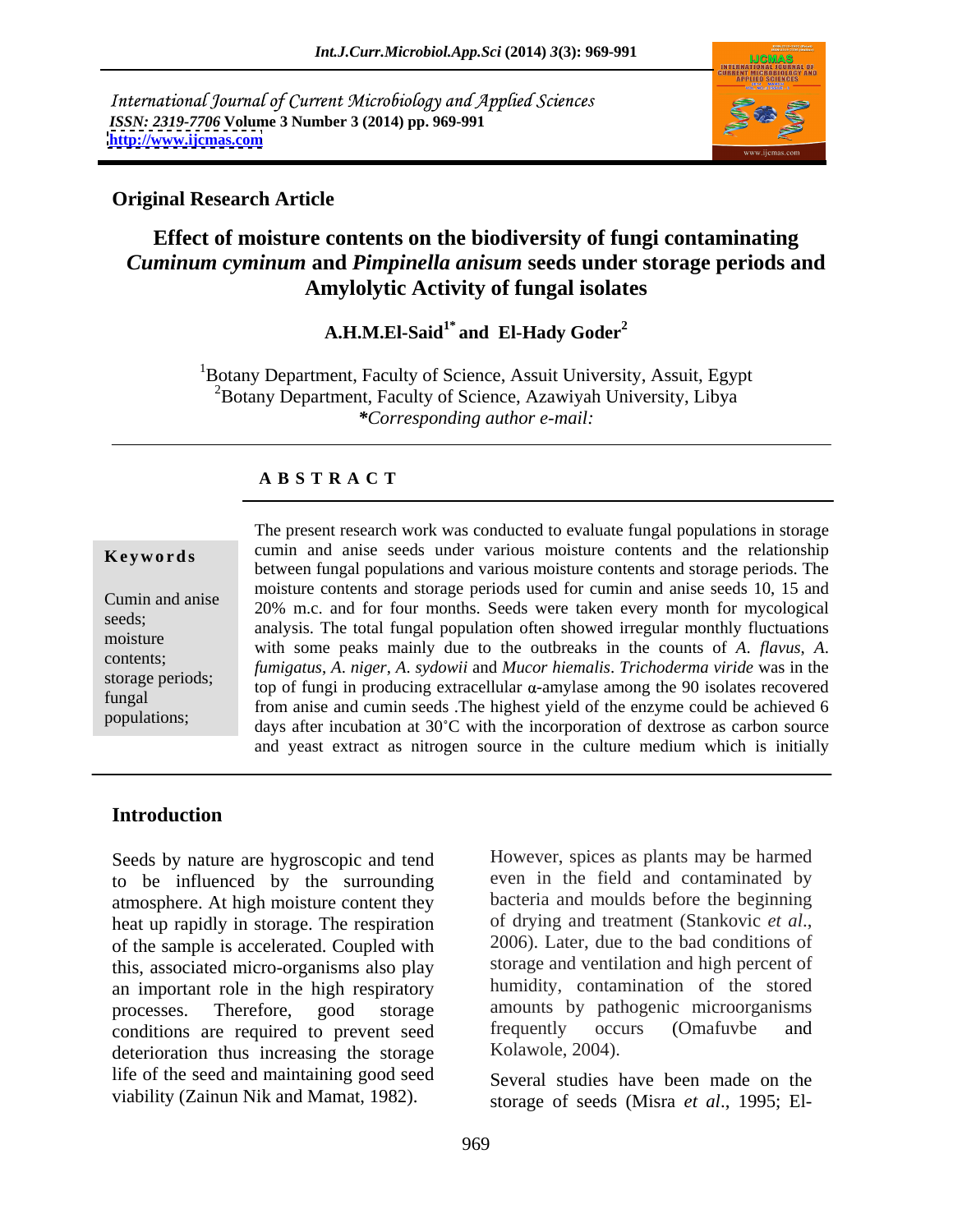International Journal of Current Microbiology and Applied Sciences
*ISSN: 2319-7706* **Volume 3 Number 3 (2014) pp. 969-991**
**http://www.ijcmas.com**

**Original Research Article**

# Effect of moisture contents on the biodiversity of fungi contaminating *Cuminum cyminum* and *Pimpinella anisum* seeds under storage periods and Amylolytic Activity of fungal isolates

**A.H.M.El-Said[1*] and El-Hady Goder[2]**

[1]Botany Department, Faculty of Science, Assuit University, Assuit, Egypt
[2]Botany Department, Faculty of Science, Azawiyah University, Libya
***Corresponding author e-mail:***

## ABSTRACT

**Keywords**

Cumin and anise seeds; moisture contents; storage periods; fungal populations;

The present research work was conducted to evaluate fungal populations in storage cumin and anise seeds under various moisture contents and the relationship between fungal populations and various moisture contents and storage periods. The moisture contents and storage periods used for cumin and anise seeds 10, 15 and 20% m.c. and for four months. Seeds were taken every month for mycological analysis. The total fungal population often showed irregular monthly fluctuations with some peaks mainly due to the outbreaks in the counts of *A. flavus*, *A. fumigatus*, *A. niger*, *A. sydowii* and *Mucor hiemalis*. *Trichoderma viride* was in the top of fungi in producing extracellular α-amylase among the 90 isolates recovered from anise and cumin seeds .The highest yield of the enzyme could be achieved 6 days after incubation at 30˚C with the incorporation of dextrose as carbon source and yeast extract as nitrogen source in the culture medium which is initially

## Introduction

Seeds by nature are hygroscopic and tend to be influenced by the surrounding atmosphere. At high moisture content they heat up rapidly in storage. The respiration of the sample is accelerated. Coupled with this, associated micro-organisms also play an important role in the high respiratory processes. Therefore, good storage conditions are required to prevent seed deterioration thus increasing the storage life of the seed and maintaining good seed viability (Zainun Nik and Mamat, 1982).

However, spices as plants may be harmed even in the field and contaminated by bacteria and moulds before the beginning of drying and treatment (Stankovic *et al*., 2006). Later, due to the bad conditions of storage and ventilation and high percent of humidity, contamination of the stored amounts by pathogenic microorganisms frequently occurs (Omafuvbe and Kolawole, 2004).

Several studies have been made on the storage of seeds (Misra *et al*., 1995; El-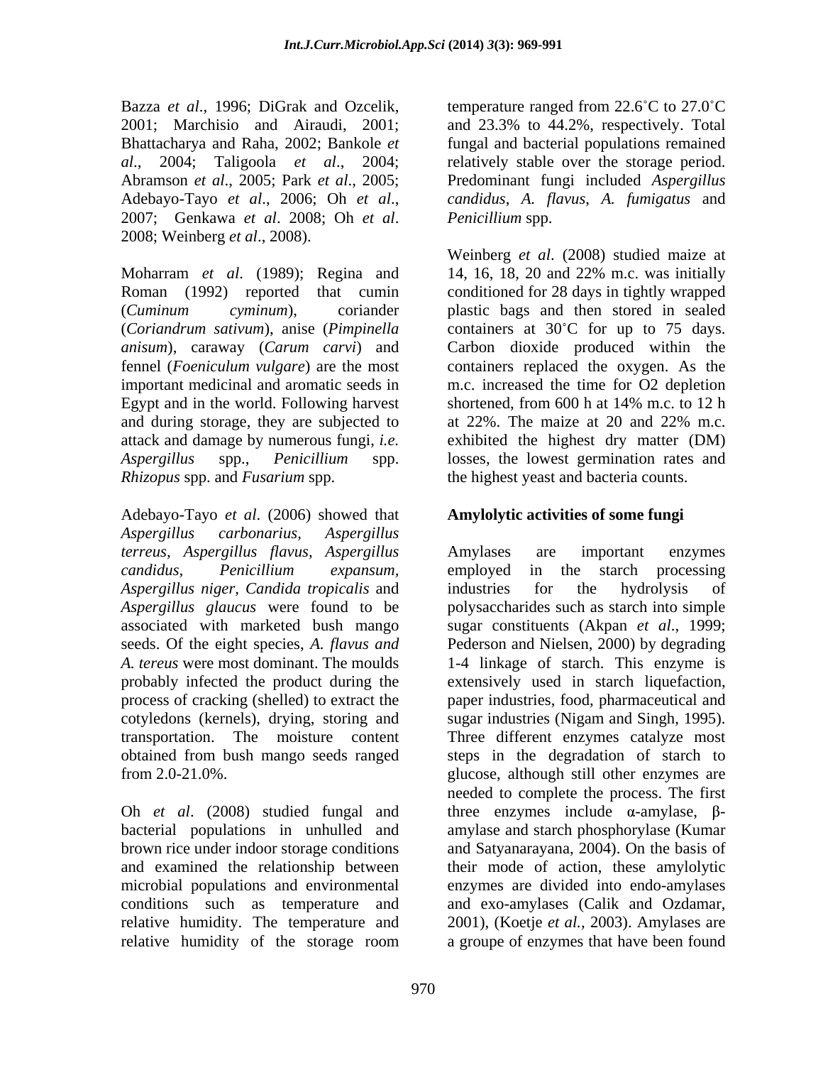Bazza *et al*., 1996; DiGrak and Ozcelik, 2001; Marchisio and Airaudi, 2001; Bhattacharya and Raha, 2002; Bankole *et al*., 2004; Taligoola *et al*., 2004; Abramson *et al*., 2005; Park *et al*., 2005; Adebayo-Tayo *et al*., 2006; Oh *et al*., 2007; Genkawa *et al*. 2008; Oh *et al*. 2008; Weinberg *et al*., 2008).

Moharram *et al*. (1989); Regina and Roman (1992) reported that cumin (*Cuminum cyminum*), coriander (*Coriandrum sativum*), anise (*Pimpinella anisum*), caraway (*Carum carvi*) and fennel (*Foeniculum vulgare*) are the most important medicinal and aromatic seeds in Egypt and in the world. Following harvest and during storage, they are subjected to attack and damage by numerous fungi, *i.e.* *Aspergillus* spp., *Penicillium* spp. *Rhizopus* spp. and *Fusarium* spp.

Adebayo-Tayo *et al*. (2006) showed that *Aspergillus carbonarius, Aspergillus terreus, Aspergillus flavus, Aspergillus candidus, Penicillium expansum, Aspergillus niger, Candida tropicalis* and *Aspergillus glaucus* were found to be associated with marketed bush mango seeds. Of the eight species, *A. flavus and A. tereus* were most dominant. The moulds probably infected the product during the process of cracking (shelled) to extract the cotyledons (kernels), drying, storing and transportation. The moisture content obtained from bush mango seeds ranged from 2.0-21.0%.

Oh *et al*. (2008) studied fungal and bacterial populations in unhulled and brown rice under indoor storage conditions and examined the relationship between microbial populations and environmental conditions such as temperature and relative humidity. The temperature and relative humidity of the storage room temperature ranged from 22.6˚C to 27.0˚C and 23.3% to 44.2%, respectively. Total fungal and bacterial populations remained relatively stable over the storage period. Predominant fungi included *Aspergillus candidus, A. flavus, A. fumigatus* and *Penicillium* spp.

Weinberg *et al*. (2008) studied maize at 14, 16, 18, 20 and 22% m.c. was initially conditioned for 28 days in tightly wrapped plastic bags and then stored in sealed containers at 30˚C for up to 75 days. Carbon dioxide produced within the containers replaced the oxygen. As the m.c. increased the time for O2 depletion shortened, from 600 h at 14% m.c. to 12 h at 22%. The maize at 20 and 22% m.c. exhibited the highest dry matter (DM) losses, the lowest germination rates and the highest yeast and bacteria counts.

## Amylolytic activities of some fungi

Amylases are important enzymes employed in the starch processing industries for the hydrolysis of polysaccharides such as starch into simple sugar constituents (Akpan *et al*., 1999; Pederson and Nielsen, 2000) by degrading 1-4 linkage of starch. This enzyme is extensively used in starch liquefaction, paper industries, food, pharmaceutical and sugar industries (Nigam and Singh, 1995). Three different enzymes catalyze most steps in the degradation of starch to glucose, although still other enzymes are needed to complete the process. The first three enzymes include α-amylase, β-amylase and starch phosphorylase (Kumar and Satyanarayana, 2004). On the basis of their mode of action, these amylolytic enzymes are divided into endo-amylases and exo-amylases (Calik and Ozdamar, 2001), (Koetje *et al.,* 2003). Amylases are a groupe of enzymes that have been found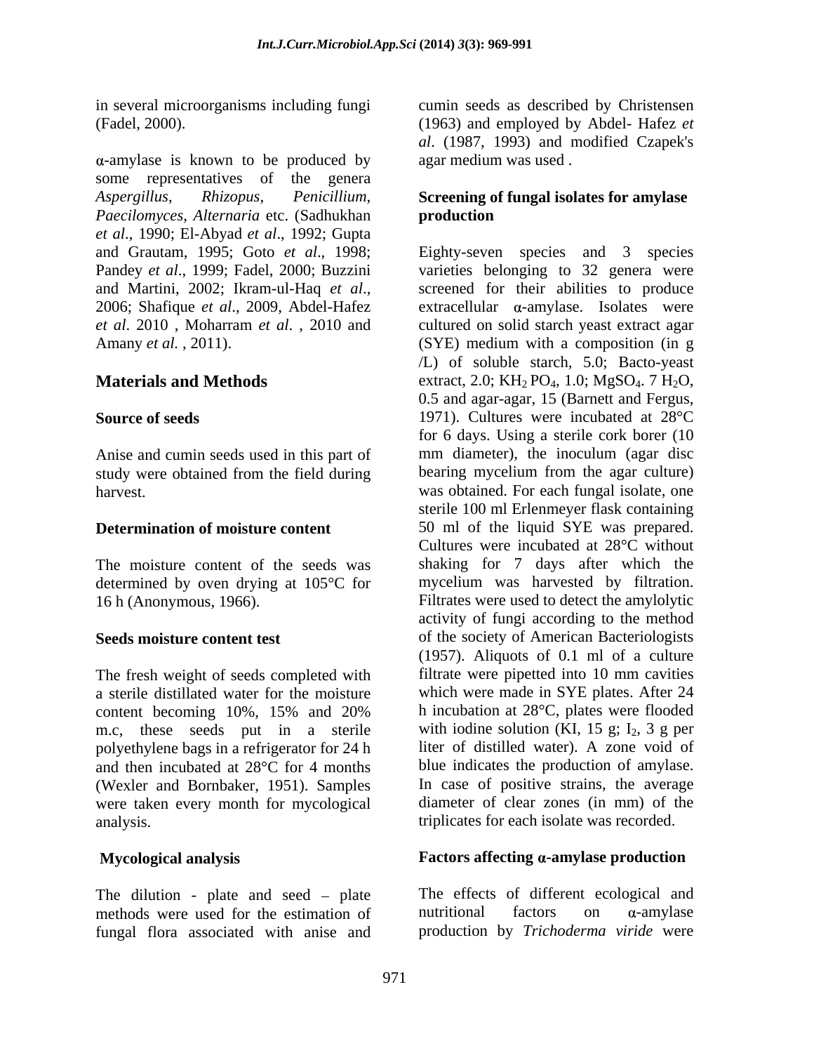in several microorganisms including fungi (Fadel, 2000).

α-amylase is known to be produced by some representatives of the genera *Aspergillus*, *Rhizopus*, *Penicillium*, *Paecilomyces*, *Alternaria* etc. (Sadhukhan *et al*., 1990; El-Abyad *et al*., 1992; Gupta and Grautam, 1995; Goto *et al*., 1998; Pandey *et al*., 1999; Fadel, 2000; Buzzini and Martini, 2002; Ikram-ul-Haq *et al*., 2006; Shafique *et al*., 2009, Abdel-Hafez *et al*. 2010 , Moharram *et al*. , 2010 and Amany *et al.* , 2011).

## Materials and Methods

### Source of seeds

Anise and cumin seeds used in this part of study were obtained from the field during harvest.

### Determination of moisture content

The moisture content of the seeds was determined by oven drying at 105°C for 16 h (Anonymous, 1966).

### Seeds moisture content test

The fresh weight of seeds completed with a sterile distillated water for the moisture content becoming 10%, 15% and 20% m.c, these seeds put in a sterile polyethylene bags in a refrigerator for 24 h and then incubated at 28°C for 4 months (Wexler and Bornbaker, 1951). Samples were taken every month for mycological analysis.

### Mycological analysis

The dilution - plate and seed – plate methods were used for the estimation of fungal flora associated with anise and cumin seeds as described by Christensen (1963) and employed by Abdel- Hafez *et al*. (1987, 1993) and modified Czapek's agar medium was used .

### Screening of fungal isolates for amylase production

Eighty-seven species and 3 species varieties belonging to 32 genera were screened for their abilities to produce extracellular α-amylase. Isolates were cultured on solid starch yeast extract agar (SYE) medium with a composition (in g /L) of soluble starch, 5.0; Bacto-yeast extract, 2.0; $KH_2PO_4$, 1.0; $MgSO_4 \cdot 7H_2O$, 0.5 and agar-agar, 15 (Barnett and Fergus, 1971). Cultures were incubated at 28°C for 6 days. Using a sterile cork borer (10 mm diameter), the inoculum (agar disc bearing mycelium from the agar culture) was obtained. For each fungal isolate, one sterile 100 ml Erlenmeyer flask containing 50 ml of the liquid SYE was prepared. Cultures were incubated at 28°C without shaking for 7 days after which the mycelium was harvested by filtration. Filtrates were used to detect the amylolytic activity of fungi according to the method of the society of American Bacteriologists (1957). Aliquots of 0.1 ml of a culture filtrate were pipetted into 10 mm cavities which were made in SYE plates. After 24 h incubation at 28°C, plates were flooded with iodine solution (KI, 15 g; $I_2$, 3 g per liter of distilled water). A zone void of blue indicates the production of amylase. In case of positive strains, the average diameter of clear zones (in mm) of the triplicates for each isolate was recorded.

### Factors affecting α-amylase production

The effects of different ecological and nutritional factors on α-amylase production by *Trichoderma viride* were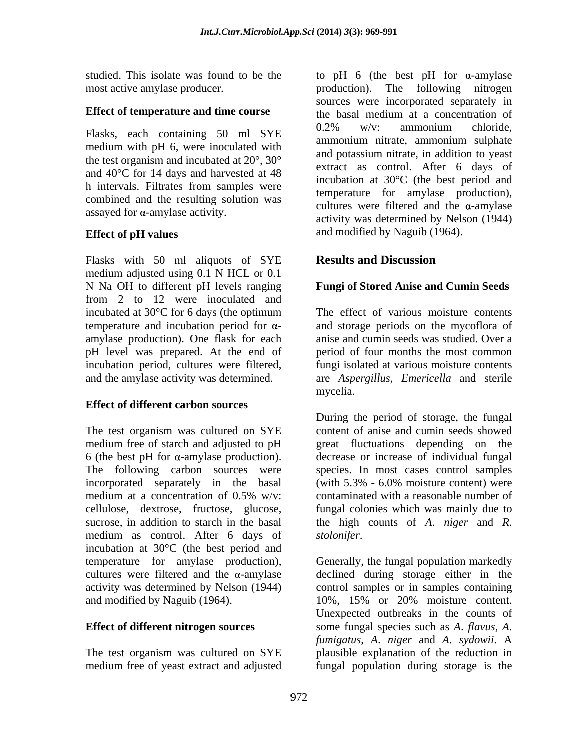studied. This isolate was found to be the most active amylase producer.

**Effect of temperature and time course**

Flasks, each containing 50 ml SYE medium with pH 6, were inoculated with the test organism and incubated at 20°, 30° and 40°C for 14 days and harvested at 48 h intervals. Filtrates from samples were combined and the resulting solution was assayed for α-amylase activity.

**Effect of pH values**

Flasks with 50 ml aliquots of SYE medium adjusted using 0.1 N HCL or 0.1 N Na OH to different pH levels ranging from 2 to 12 were inoculated and incubated at 30°C for 6 days (the optimum temperature and incubation period for α-amylase production). One flask for each pH level was prepared. At the end of incubation period, cultures were filtered, and the amylase activity was determined.

**Effect of different carbon sources**

The test organism was cultured on SYE medium free of starch and adjusted to pH 6 (the best pH for α-amylase production). The following carbon sources were incorporated separately in the basal medium at a concentration of 0.5% w/v: cellulose, dextrose, fructose, glucose, sucrose, in addition to starch in the basal medium as control. After 6 days of incubation at 30°C (the best period and temperature for amylase production), cultures were filtered and the α-amylase activity was determined by Nelson (1944) and modified by Naguib (1964).

**Effect of different nitrogen sources**

The test organism was cultured on SYE medium free of yeast extract and adjusted to pH 6 (the best pH for α-amylase production). The following nitrogen sources were incorporated separately in the basal medium at a concentration of 0.2% w/v: ammonium chloride, ammonium nitrate, ammonium sulphate and potassium nitrate, in addition to yeast extract as control. After 6 days of incubation at 30°C (the best period and temperature for amylase production), cultures were filtered and the α-amylase activity was determined by Nelson (1944) and modified by Naguib (1964).

## Results and Discussion

### Fungi of Stored Anise and Cumin Seeds

The effect of various moisture contents and storage periods on the mycoflora of anise and cumin seeds was studied. Over a period of four months the most common fungi isolated at various moisture contents are *Aspergillus*, *Emericella* and sterile mycelia.

During the period of storage, the fungal content of anise and cumin seeds showed great fluctuations depending on the decrease or increase of individual fungal species. In most cases control samples (with 5.3% - 6.0% moisture content) were contaminated with a reasonable number of fungal colonies which was mainly due to the high counts of *A. niger* and *R. stolonifer*.

Generally, the fungal population markedly declined during storage either in the control samples or in samples containing 10%, 15% or 20% moisture content. Unexpected outbreaks in the counts of some fungal species such as *A. flavus*, *A. fumigatus*, *A. niger* and *A. sydowii*. A plausible explanation of the reduction in fungal population during storage is the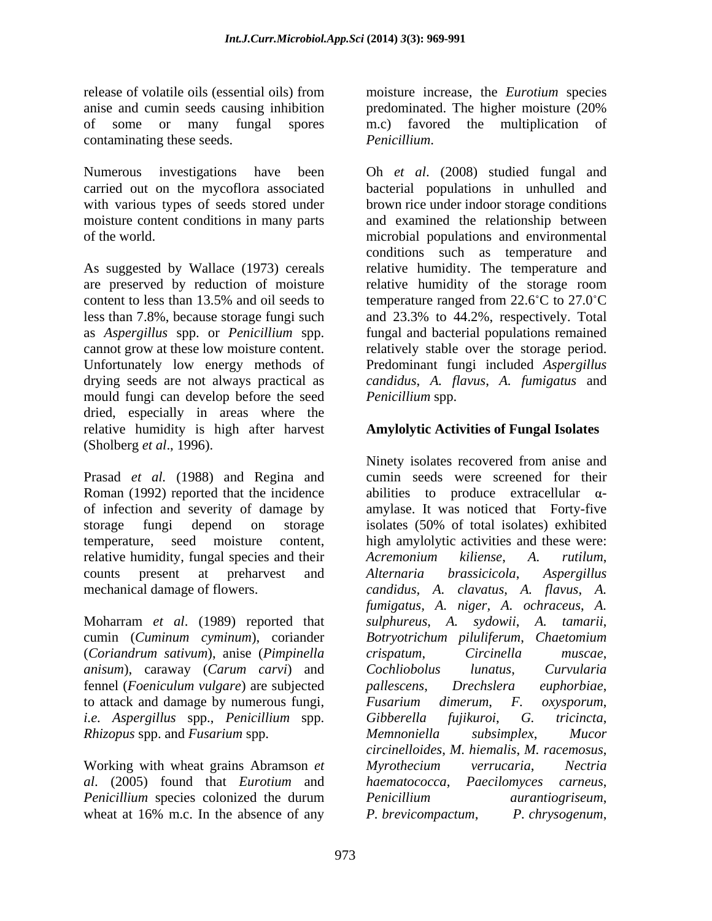release of volatile oils (essential oils) from anise and cumin seeds causing inhibition of some or many fungal spores contaminating these seeds.

Numerous investigations have been carried out on the mycoflora associated with various types of seeds stored under moisture content conditions in many parts of the world.

As suggested by Wallace (1973) cereals are preserved by reduction of moisture content to less than 13.5% and oil seeds to less than 7.8%, because storage fungi such as *Aspergillus* spp. or *Penicillium* spp. cannot grow at these low moisture content. Unfortunately low energy methods of drying seeds are not always practical as mould fungi can develop before the seed dried, especially in areas where the relative humidity is high after harvest (Sholberg *et al*., 1996).

Prasad *et al.* (1988) and Regina and Roman (1992) reported that the incidence of infection and severity of damage by storage fungi depend on storage temperature, seed moisture content, relative humidity, fungal species and their counts present at preharvest and mechanical damage of flowers.

Moharram *et al*. (1989) reported that cumin (*Cuminum cyminum*), coriander (*Coriandrum sativum*), anise (*Pimpinella anisum*), caraway (*Carum carvi*) and fennel (*Foeniculum vulgare*) are subjected to attack and damage by numerous fungi, *i.e. Aspergillus* spp., *Penicillium* spp. *Rhizopus* spp. and *Fusarium* spp.

Working with wheat grains Abramson *et al.* (2005) found that *Eurotium* and *Penicillium* species colonized the durum wheat at 16% m.c. In the absence of any moisture increase, the *Eurotium* species predominated. The higher moisture (20% m.c) favored the multiplication of *Penicillium*.

Oh *et al*. (2008) studied fungal and bacterial populations in unhulled and brown rice under indoor storage conditions and examined the relationship between microbial populations and environmental conditions such as temperature and relative humidity. The temperature and relative humidity of the storage room temperature ranged from 22.6˚C to 27.0˚C and 23.3% to 44.2%, respectively. Total fungal and bacterial populations remained relatively stable over the storage period. Predominant fungi included *Aspergillus candidus*, *A. flavus*, *A. fumigatus* and *Penicillium* spp.

## Amylolytic Activities of Fungal Isolates

Ninety isolates recovered from anise and cumin seeds were screened for their abilities to produce extracellular α-amylase. It was noticed that Forty-five isolates (50% of total isolates) exhibited high amylolytic activities and these were: *Acremonium kiliense*, *A. rutilum*, *Alternaria brassicicola*, *Aspergillus candidus*, *A. clavatus*, *A. flavus*, *A. fumigatus*, *A. niger*, *A. ochraceus*, *A. sulphureus*, *A. sydowii*, *A. tamarii*, *Botryotrichum piluliferum*, *Chaetomium crispatum*, *Circinella muscae*, *Cochliobolus lunatus*, *Curvularia pallescens*, *Drechslera euphorbiae*, *Fusarium dimerum*, *F. oxysporum*, *Gibberella fujikuroi*, *G. tricincta*, *Memnoniella subsimplex*, *Mucor circinelloides*, *M. hiemalis*, *M. racemosus*, *Myrothecium verrucaria*, *Nectria haematococca*, *Paecilomyces carneus*, *Penicillium aurantiogriseum*, *P. brevicompactum*, *P. chrysogenum*,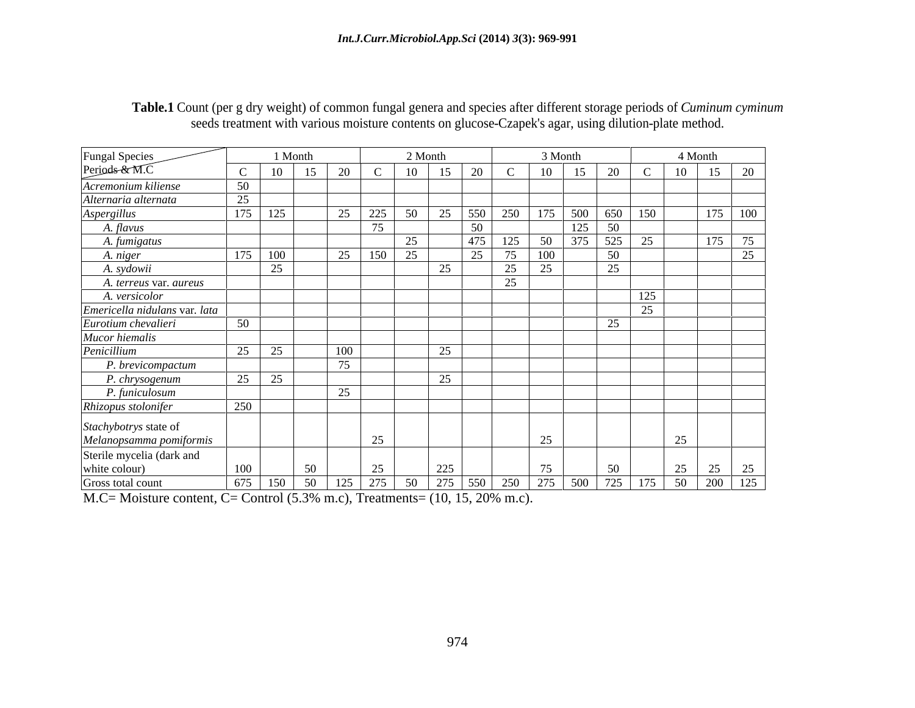**Table.1** Count (per g dry weight) of common fungal genera and species after different storage periods of *Cuminum cyminum* seeds treatment with various moisture contents on glucose-Czapek's agar, using dilution-plate method.

| Fungal Species / Periods & M.C | 1 Month | | | | 2 Month | | | | 3 Month | | | | 4 Month | | | |
|---|---|---|---|---|---|---|---|---|---|---|---|---|---|---|---|---|
| | C | 10 | 15 | 20 | C | 10 | 15 | 20 | C | 10 | 15 | 20 | C | 10 | 15 | 20 |
| *Acremonium kiliense* | 50 | | | | | | | | | | | | | | | |
| *Alternaria alternata* | 25 | | | | | | | | | | | | | | | |
| *Aspergillus* | 175 | 125 | | 25 | 225 | 50 | 25 | 550 | 250 | 175 | 500 | 650 | 150 | | 175 | 100 |
| *A. flavus* | | | | | 75 | | | 50 | | | 125 | 50 | | | | |
| *A. fumigatus* | | | | | | 25 | | 475 | 125 | 50 | 375 | 525 | 25 | | 175 | 75 |
| *A. niger* | 175 | 100 | | 25 | 150 | 25 | | 25 | 75 | 100 | | 50 | | | | 25 |
| *A. sydowii* | | 25 | | | | | 25 | | 25 | 25 | | 25 | | | | |
| *A. terreus* var. *aureus* | | | | | | | | | 25 | | | | | | | |
| *A. versicolor* | | | | | | | | | | | | | 125 | | | |
| *Emericella nidulans* var. *lata* | | | | | | | | | | | | | 25 | | | |
| *Eurotium chevalieri* | 50 | | | | | | | | | | | 25 | | | | |
| *Mucor hiemalis* | | | | | | | | | | | | | | | | |
| *Penicillium* | 25 | 25 | | 100 | | | 25 | | | | | | | | | |
| *P. brevicompactum* | | | | 75 | | | | | | | | | | | | |
| *P. chrysogenum* | 25 | 25 | | | | | 25 | | | | | | | | | |
| *P. funiculosum* | | | | 25 | | | | | | | | | | | | |
| *Rhizopus stolonifer* | 250 | | | | | | | | | | | | | | | |
| *Stachybotrys* state of *Melanopsamma pomiformis* | | | | | 25 | | | | | 25 | | | | 25 | | |
| Sterile mycelia (dark and white colour) | 100 | | 50 | | 25 | | 225 | | | 75 | | 50 | | 25 | 25 | 25 |
| Gross total count | 675 | 150 | 50 | 125 | 275 | 50 | 275 | 550 | 250 | 275 | 500 | 725 | 175 | 50 | 200 | 125 |

M.C= Moisture content, C= Control (5.3% m.c), Treatments= (10, 15, 20% m.c).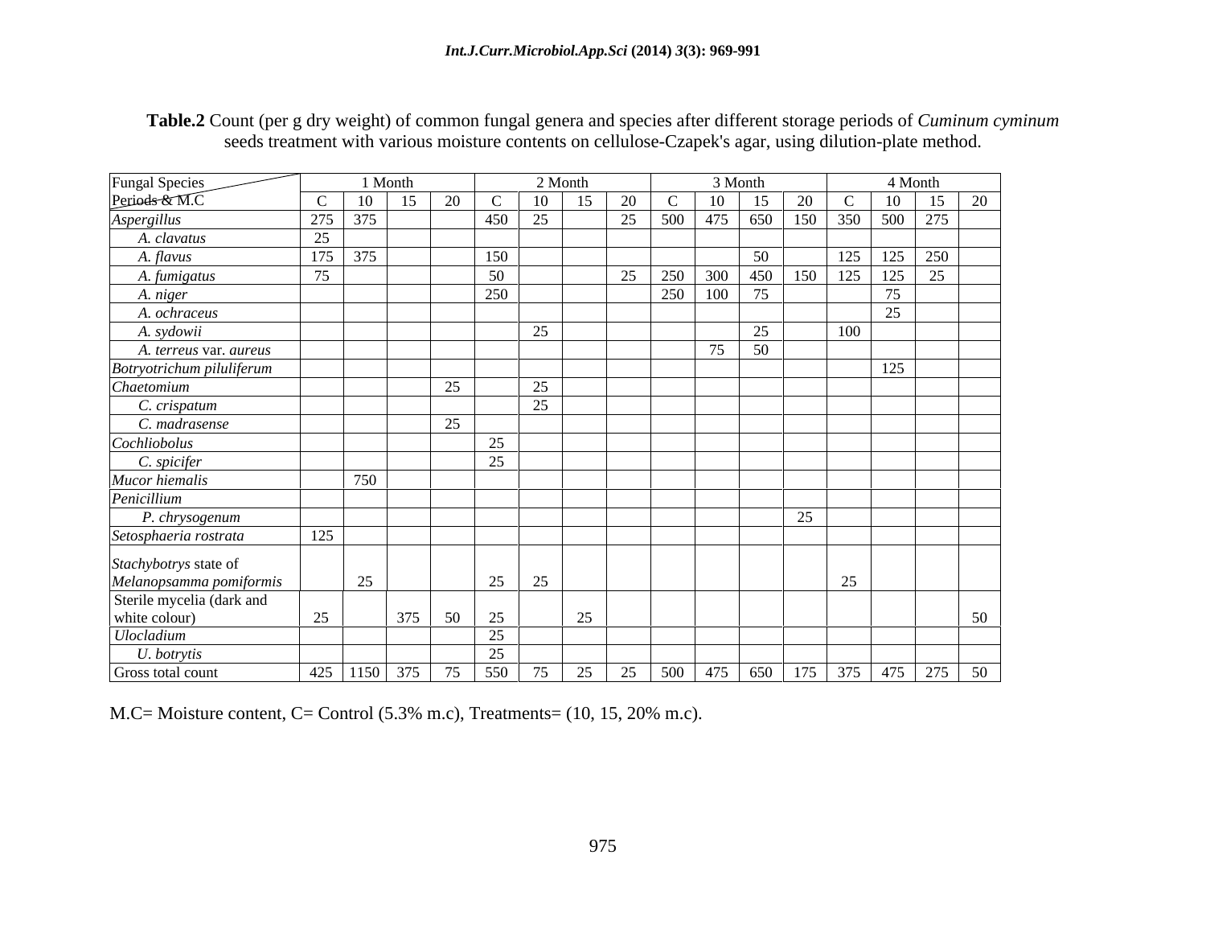**Table.2** Count (per g dry weight) of common fungal genera and species after different storage periods of *Cuminum cyminum* seeds treatment with various moisture contents on cellulose-Czapek's agar, using dilution-plate method.

| Fungal Species / Periods & M.C | 1 Month | | | | 2 Month | | | | 3 Month | | | | 4 Month | | | |
|---|---|---|---|---|---|---|---|---|---|---|---|---|---|---|---|---|
| | C | 10 | 15 | 20 | C | 10 | 15 | 20 | C | 10 | 15 | 20 | C | 10 | 15 | 20 |
| *Aspergillus* | 275 | 375 | | | 450 | 25 | | 25 | 500 | 475 | 650 | 150 | 350 | 500 | 275 | |
| *A. clavatus* | 25 | | | | | | | | | | | | | | | |
| *A. flavus* | 175 | 375 | | | 150 | | | | | | 50 | | 125 | 125 | 250 | |
| *A. fumigatus* | 75 | | | | 50 | | | 25 | 250 | 300 | 450 | 150 | 125 | 125 | 25 | |
| *A. niger* | | | | | 250 | | | | 250 | 100 | 75 | | | 75 | | |
| *A. ochraceus* | | | | | | | | | | | | | | 25 | | |
| *A. sydowii* | | | | | | 25 | | | | | 25 | | 100 | | | |
| *A. terreus* var. *aureus* | | | | | | | | | | 75 | 50 | | | | | |
| *Botryotrichum piluliferum* | | | | | | | | | | | | | | 125 | | |
| *Chaetomium* | | | | 25 | | 25 | | | | | | | | | | |
| *C. crispatum* | | | | | | 25 | | | | | | | | | | |
| *C. madrasense* | | | | 25 | | | | | | | | | | | | |
| *Cochliobolus* | | | | | 25 | | | | | | | | | | | |
| *C. spicifer* | | | | | 25 | | | | | | | | | | | |
| *Mucor hiemalis* | | 750 | | | | | | | | | | | | | | |
| *Penicillium* | | | | | | | | | | | | | | | | |
| *P. chrysogenum* | | | | | | | | | | | | 25 | | | | |
| *Setosphaeria rostrata* | 125 | | | | | | | | | | | | | | | |
| *Stachybotrys* state of *Melanopsamma pomiformis* | | 25 | | | 25 | 25 | | | | | | | 25 | | | |
| Sterile mycelia (dark and white colour) | 25 | | 375 | 50 | 25 | | 25 | | | | | | | | | 50 |
| *Ulocladium* | | | | | 25 | | | | | | | | | | | |
| *U. botrytis* | | | | | 25 | | | | | | | | | | | |
| Gross total count | 425 | 1150 | 375 | 75 | 550 | 75 | 25 | 25 | 500 | 475 | 650 | 175 | 375 | 475 | 275 | 50 |

M.C= Moisture content, C= Control (5.3% m.c), Treatments= (10, 15, 20% m.c).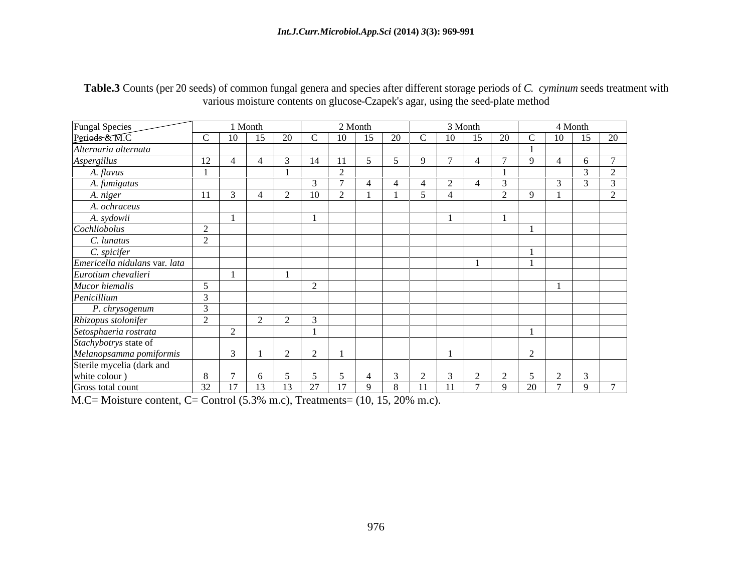**Table.3** Counts (per 20 seeds) of common fungal genera and species after different storage periods of *C. cyminum* seeds treatment with various moisture contents on glucose-Czapek's agar, using the seed-plate method

| Fungal Species / Periods & M.C | 1 Month | | | | 2 Month | | | | 3 Month | | | | 4 Month | | | |
|---|---|---|---|---|---|---|---|---|---|---|---|---|---|---|---|---|
| | C | 10 | 15 | 20 | C | 10 | 15 | 20 | C | 10 | 15 | 20 | C | 10 | 15 | 20 |
| *Alternaria alternata* | | | | | | | | | | | | | 1 | | | |
| *Aspergillus* | 12 | 4 | 4 | 3 | 14 | 11 | 5 | 5 | 9 | 7 | 4 | 7 | 9 | 4 | 6 | 7 |
| *A. flavus* | 1 | | | 1 | | 2 | | | | | | 1 | | | 3 | 2 |
| *A. fumigatus* | | | | | 3 | 7 | 4 | 4 | 4 | 2 | 4 | 3 | | 3 | 3 | 3 |
| *A. niger* | 11 | 3 | 4 | 2 | 10 | 2 | 1 | 1 | 5 | 4 | | 2 | 9 | 1 | | 2 |
| *A. ochraceus* | | | | | | | | | | | | | | | | |
| *A. sydowii* | | 1 | | | 1 | | | | | 1 | | 1 | | | | |
| *Cochliobolus* | 2 | | | | | | | | | | | | 1 | | | |
| *C. lunatus* | 2 | | | | | | | | | | | | | | | |
| *C. spicifer* | | | | | | | | | | | | | 1 | | | |
| *Emericella nidulans* var. *lata* | | | | | | | | | | | 1 | | 1 | | | |
| *Eurotium chevalieri* | | 1 | | 1 | | | | | | | | | | | | |
| *Mucor hiemalis* | 5 | | | | 2 | | | | | | | | | 1 | | |
| *Penicillium* | 3 | | | | | | | | | | | | | | | |
| *P. chrysogenum* | 3 | | | | | | | | | | | | | | | |
| *Rhizopus stolonifer* | 2 | | 2 | 2 | 3 | | | | | | | | | | | |
| *Setosphaeria rostrata* | | 2 | | | 1 | | | | | | | | 1 | | | |
| *Stachybotrys* state of *Melanopsamma pomiformis* | | 3 | 1 | 2 | 2 | 1 | | | | 1 | | | 2 | | | |
| Sterile mycelia (dark and white colour ) | 8 | 7 | 6 | 5 | 5 | 5 | 4 | 3 | 2 | 3 | 2 | 2 | 5 | 2 | 3 | |
| Gross total count | 32 | 17 | 13 | 13 | 27 | 17 | 9 | 8 | 11 | 11 | 7 | 9 | 20 | 7 | 9 | 7 |

M.C= Moisture content, C= Control (5.3% m.c), Treatments= (10, 15, 20% m.c).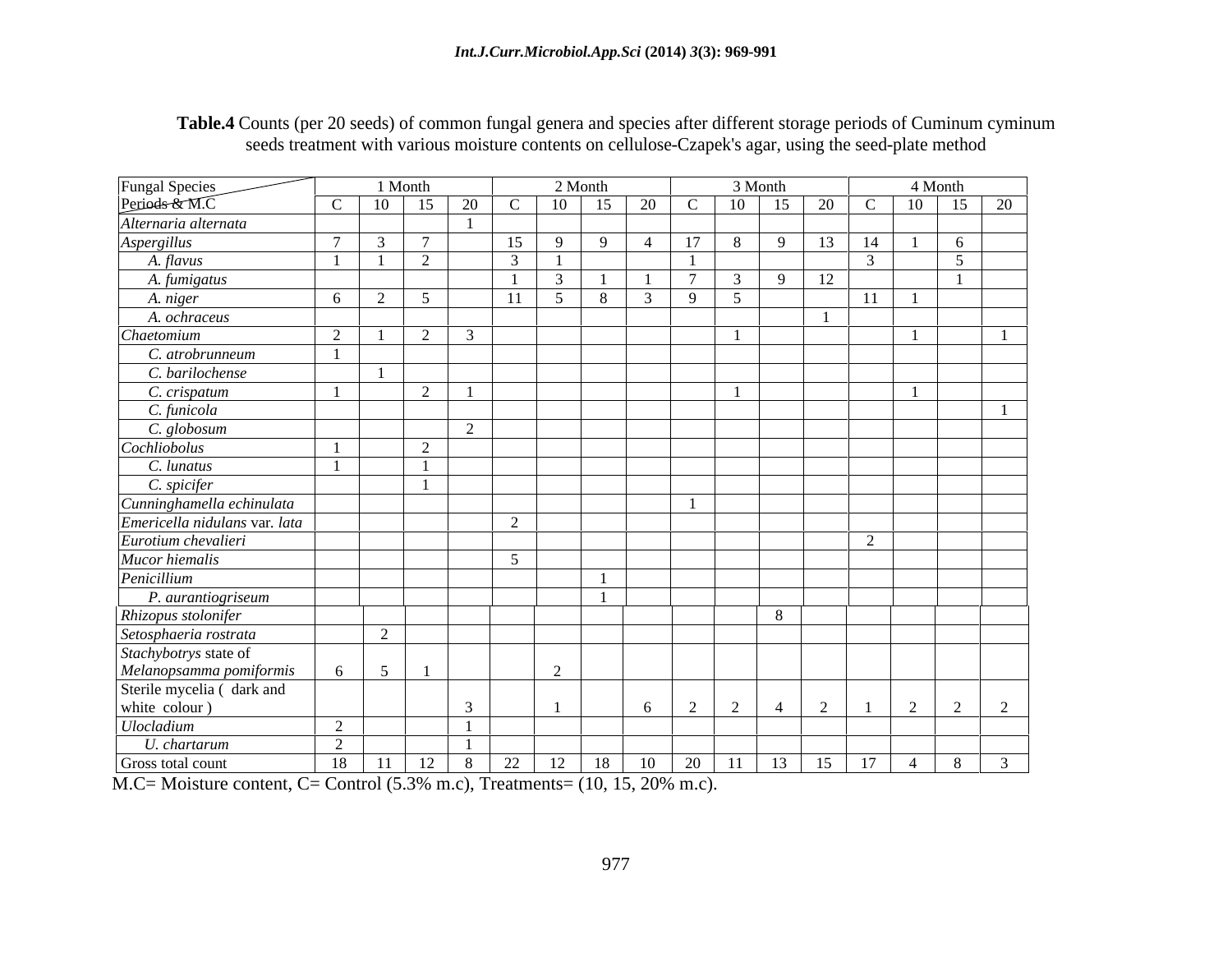**Table.4** Counts (per 20 seeds) of common fungal genera and species after different storage periods of Cuminum cyminum seeds treatment with various moisture contents on cellulose-Czapek's agar, using the seed-plate method

| Fungal Species / Periods & M.C | 1 Month | | | | 2 Month | | | | 3 Month | | | | 4 Month | | | |
|---|---|---|---|---|---|---|---|---|---|---|---|---|---|---|---|---|
| | C | 10 | 15 | 20 | C | 10 | 15 | 20 | C | 10 | 15 | 20 | C | 10 | 15 | 20 |
| *Alternaria alternata* | | | | 1 | | | | | | | | | | | | |
| *Aspergillus* | 7 | 3 | 7 | | 15 | 9 | 9 | 4 | 17 | 8 | 9 | 13 | 14 | 1 | 6 | |
| *A. flavus* | 1 | 1 | 2 | | 3 | 1 | | | 1 | | | | 3 | | 5 | |
| *A. fumigatus* | | | | | 1 | 3 | 1 | 1 | 7 | 3 | 9 | 12 | | | 1 | |
| *A. niger* | 6 | 2 | 5 | | 11 | 5 | 8 | 3 | 9 | 5 | | | 11 | 1 | | |
| *A. ochraceus* | | | | | | | | | | | | 1 | | | | |
| *Chaetomium* | 2 | 1 | 2 | 3 | | | | | | 1 | | | | 1 | | 1 |
| *C. atrobrunneum* | 1 | | | | | | | | | | | | | | | |
| *C. barilochense* | | 1 | | | | | | | | | | | | | | |
| *C. crispatum* | 1 | | 2 | 1 | | | | | | 1 | | | | 1 | | |
| *C. funicola* | | | | | | | | | | | | | | | | 1 |
| *C. globosum* | | | | 2 | | | | | | | | | | | | |
| *Cochliobolus* | 1 | | 2 | | | | | | | | | | | | | |
| *C. lunatus* | 1 | | 1 | | | | | | | | | | | | | |
| *C. spicifer* | | | 1 | | | | | | | | | | | | | |
| *Cunninghamella echinulata* | | | | | | | | | 1 | | | | | | | |
| *Emericella nidulans* var. *lata* | | | | | 2 | | | | | | | | | | | |
| *Eurotium chevalieri* | | | | | | | | | | | | | 2 | | | |
| *Mucor hiemalis* | | | | | 5 | | | | | | | | | | | |
| *Penicillium* | | | | | | | 1 | | | | | | | | | |
| *P. aurantiogriseum* | | | | | | | 1 | | | | | | | | | |
| *Rhizopus stolonifer* | | | | | | | | | | | 8 | | | | | |
| *Setosphaeria rostrata* | | 2 | | | | | | | | | | | | | | |
| *Stachybotrys* state of *Melanopsamma pomiformis* | 6 | 5 | 1 | | | 2 | | | | | | | | | | |
| Sterile mycelia ( dark and white colour ) | | | | 3 | | 1 | | 6 | 2 | 2 | 4 | 2 | 1 | 2 | 2 | 2 |
| *Ulocladium* | 2 | | | 1 | | | | | | | | | | | | |
| *U. chartarum* | 2 | | | 1 | | | | | | | | | | | | |
| Gross total count | 18 | 11 | 12 | 8 | 22 | 12 | 18 | 10 | 20 | 11 | 13 | 15 | 17 | 4 | 8 | 3 |

M.C= Moisture content, C= Control (5.3% m.c), Treatments= (10, 15, 20% m.c).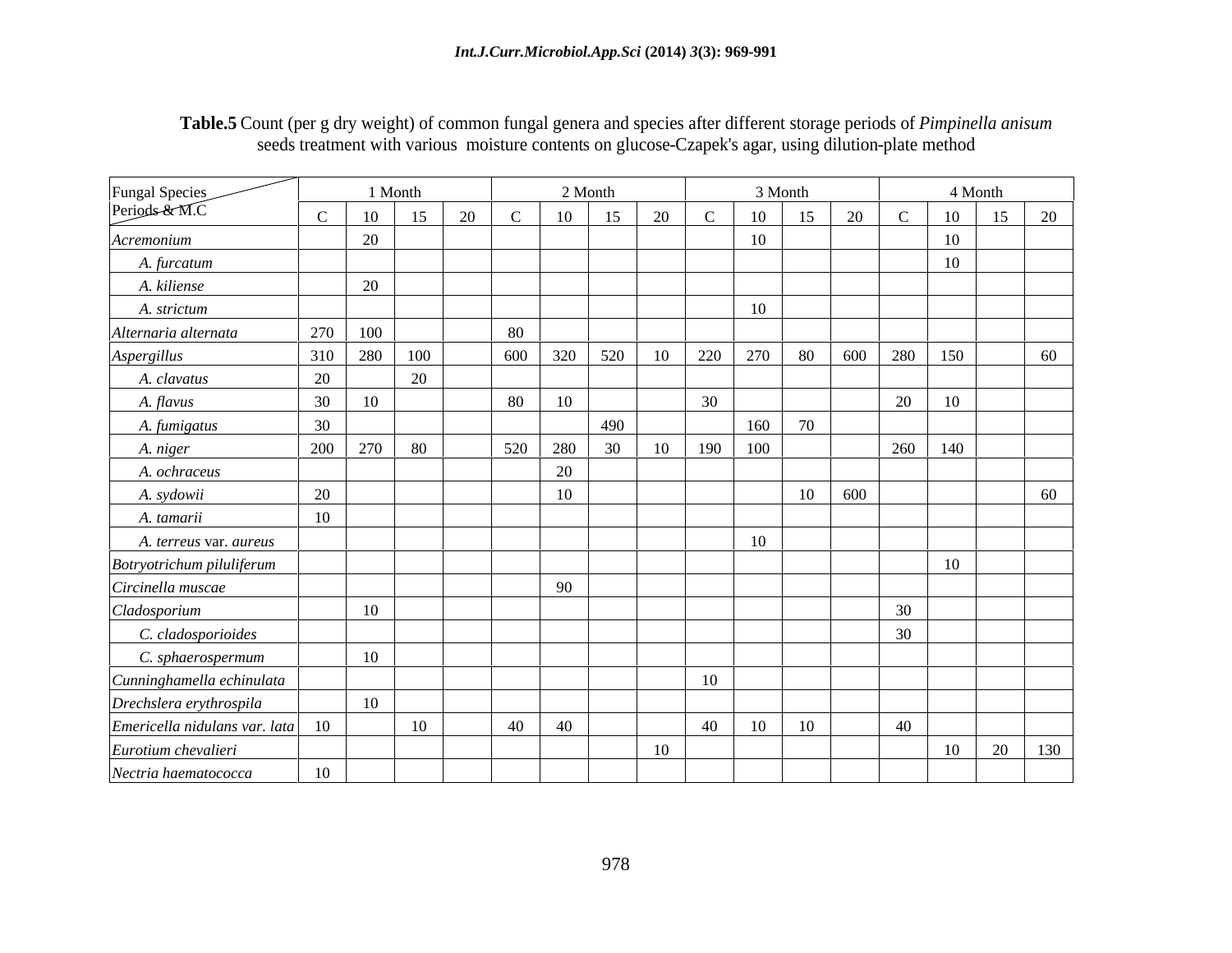**Table.5** Count (per g dry weight) of common fungal genera and species after different storage periods of *Pimpinella anisum* seeds treatment with various moisture contents on glucose-Czapek's agar, using dilution-plate method

| Fungal Species / Periods & M.C | 1 Month | | | | 2 Month | | | | 3 Month | | | | 4 Month | | | |
|---|---|---|---|---|---|---|---|---|---|---|---|---|---|---|---|---|
| | C | 10 | 15 | 20 | C | 10 | 15 | 20 | C | 10 | 15 | 20 | C | 10 | 15 | 20 |
| *Acremonium* | | 20 | | | | | | | | 10 | | | | 10 | | |
| *A. furcatum* | | | | | | | | | | | | | | 10 | | |
| *A. kiliense* | | 20 | | | | | | | | | | | | | | |
| *A. strictum* | | | | | | | | | | 10 | | | | | | |
| *Alternaria alternata* | 270 | 100 | | | 80 | | | | | | | | | | | |
| *Aspergillus* | 310 | 280 | 100 | | 600 | 320 | 520 | 10 | 220 | 270 | 80 | 600 | 280 | 150 | | 60 |
| *A. clavatus* | 20 | | 20 | | | | | | | | | | | | | |
| *A. flavus* | 30 | 10 | | | 80 | 10 | | | 30 | | | | 20 | 10 | | |
| *A. fumigatus* | 30 | | | | | | 490 | | | 160 | 70 | | | | | |
| *A. niger* | 200 | 270 | 80 | | 520 | 280 | 30 | 10 | 190 | 100 | | | 260 | 140 | | |
| *A. ochraceus* | | | | | | 20 | | | | | | | | | | |
| *A. sydowii* | 20 | | | | | 10 | | | | | 10 | 600 | | | | 60 |
| *A. tamarii* | 10 | | | | | | | | | | | | | | | |
| *A. terreus* var. *aureus* | | | | | | | | | | 10 | | | | | | |
| *Botryotrichum piluliferum* | | | | | | | | | | | | | | 10 | | |
| *Circinella muscae* | | | | | | 90 | | | | | | | | | | |
| *Cladosporium* | | 10 | | | | | | | | | | | 30 | | | |
| *C. cladosporioides* | | | | | | | | | | | | | 30 | | | |
| *C. sphaerospermum* | | 10 | | | | | | | | | | | | | | |
| *Cunninghamella echinulata* | | | | | | | | | 10 | | | | | | | |
| *Drechslera erythrospila* | | 10 | | | | | | | | | | | | | | |
| *Emericella nidulans var. lata* | 10 | | 10 | | 40 | 40 | | | 40 | 10 | 10 | | 40 | | | |
| *Eurotium chevalieri* | | | | | | | | 10 | | | | | | 10 | 20 | 130 |
| *Nectria haematococca* | 10 | | | | | | | | | | | | | | | |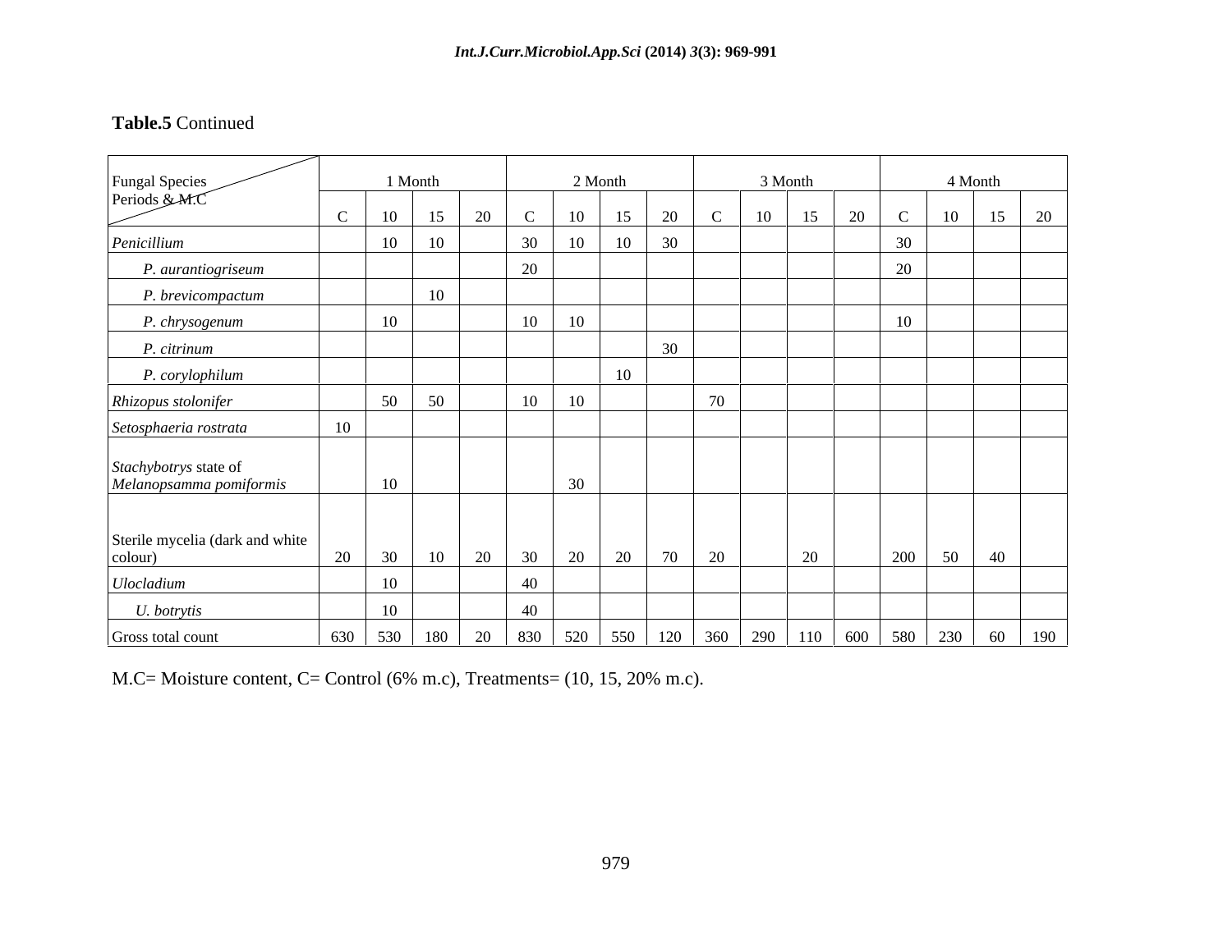**Table.5** Continued

| Fungal Species / Periods & M.C | 1 Month | | | | 2 Month | | | | 3 Month | | | | 4 Month | | | |
|---|---|---|---|---|---|---|---|---|---|---|---|---|---|---|---|---|
| | C | 10 | 15 | 20 | C | 10 | 15 | 20 | C | 10 | 15 | 20 | C | 10 | 15 | 20 |
| *Penicillium* | | 10 | 10 | | 30 | 10 | 10 | 30 | | | | | 30 | | | |
| *P. aurantiogriseum* | | | | | 20 | | | | | | | | 20 | | | |
| *P. brevicompactum* | | | 10 | | | | | | | | | | | | | |
| *P. chrysogenum* | | 10 | | | 10 | 10 | | | | | | | 10 | | | |
| *P. citrinum* | | | | | | | | 30 | | | | | | | | |
| *P. corylophilum* | | | | | | | 10 | | | | | | | | | |
| *Rhizopus stolonifer* | | 50 | 50 | | 10 | 10 | | | 70 | | | | | | | |
| *Setosphaeria rostrata* | 10 | | | | | | | | | | | | | | | |
| *Stachybotrys* state of *Melanopsamma pomiformis* | | 10 | | | | 30 | | | | | | | | | | |
| Sterile mycelia (dark and white colour) | 20 | 30 | 10 | 20 | 30 | 20 | 20 | 70 | 20 | | 20 | | 200 | 50 | 40 | |
| *Ulocladium* | | 10 | | | 40 | | | | | | | | | | | |
| *U. botrytis* | | 10 | | | 40 | | | | | | | | | | | |
| Gross total count | 630 | 530 | 180 | 20 | 830 | 520 | 550 | 120 | 360 | 290 | 110 | 600 | 580 | 230 | 60 | 190 |

M.C= Moisture content, C= Control (6% m.c), Treatments= (10, 15, 20% m.c).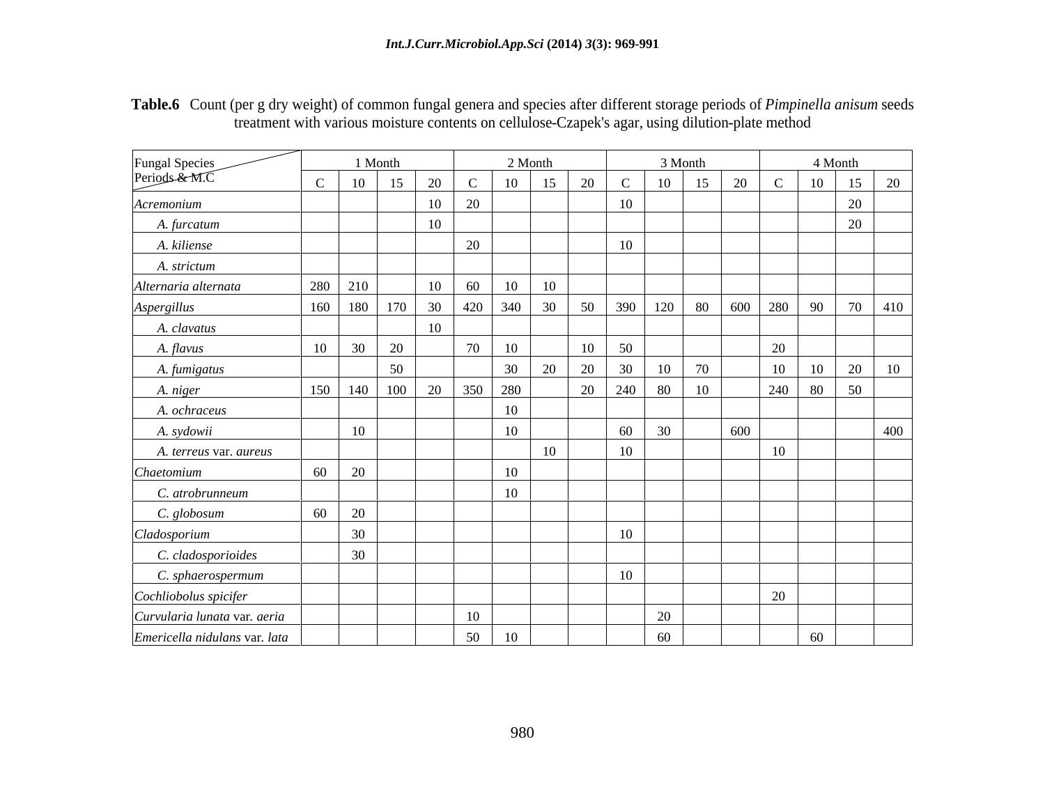**Table.6** Count (per g dry weight) of common fungal genera and species after different storage periods of *Pimpinella anisum* seeds treatment with various moisture contents on cellulose-Czapek's agar, using dilution-plate method

| Fungal Species / Periods & M.C | 1 Month | | | | 2 Month | | | | 3 Month | | | | 4 Month | | | |
|---|---|---|---|---|---|---|---|---|---|---|---|---|---|---|---|---|
| | C | 10 | 15 | 20 | C | 10 | 15 | 20 | C | 10 | 15 | 20 | C | 10 | 15 | 20 |
| *Acremonium* | | | | 10 | 20 | | | | 10 | | | | | | 20 | |
| *A. furcatum* | | | | 10 | | | | | | | | | | | 20 | |
| *A. kiliense* | | | | | 20 | | | | 10 | | | | | | | |
| *A. strictum* | | | | | | | | | | | | | | | | |
| *Alternaria alternata* | 280 | 210 | | 10 | 60 | 10 | 10 | | | | | | | | | |
| *Aspergillus* | 160 | 180 | 170 | 30 | 420 | 340 | 30 | 50 | 390 | 120 | 80 | 600 | 280 | 90 | 70 | 410 |
| *A. clavatus* | | | | 10 | | | | | | | | | | | | |
| *A. flavus* | 10 | 30 | 20 | | 70 | 10 | | 10 | 50 | | | | 20 | | | |
| *A. fumigatus* | | | 50 | | | 30 | 20 | 20 | 30 | 10 | 70 | | 10 | 10 | 20 | 10 |
| *A. niger* | 150 | 140 | 100 | 20 | 350 | 280 | | 20 | 240 | 80 | 10 | | 240 | 80 | 50 | |
| *A. ochraceus* | | | | | | 10 | | | | | | | | | | |
| *A. sydowii* | | 10 | | | | 10 | | | 60 | 30 | | 600 | | | | 400 |
| *A. terreus* var. *aureus* | | | | | | | 10 | | 10 | | | | 10 | | | |
| *Chaetomium* | 60 | 20 | | | | 10 | | | | | | | | | | |
| *C. atrobrunneum* | | | | | | 10 | | | | | | | | | | |
| *C. globosum* | 60 | 20 | | | | | | | | | | | | | | |
| *Cladosporium* | | 30 | | | | | | | 10 | | | | | | | |
| *C. cladosporioides* | | 30 | | | | | | | | | | | | | | |
| *C. sphaerospermum* | | | | | | | | | 10 | | | | | | | |
| *Cochliobolus spicifer* | | | | | | | | | | | | | 20 | | | |
| *Curvularia lunata* var. *aeria* | | | | | 10 | | | | | 20 | | | | | | |
| *Emericella nidulans* var. *lata* | | | | | 50 | 10 | | | | 60 | | | | 60 | | |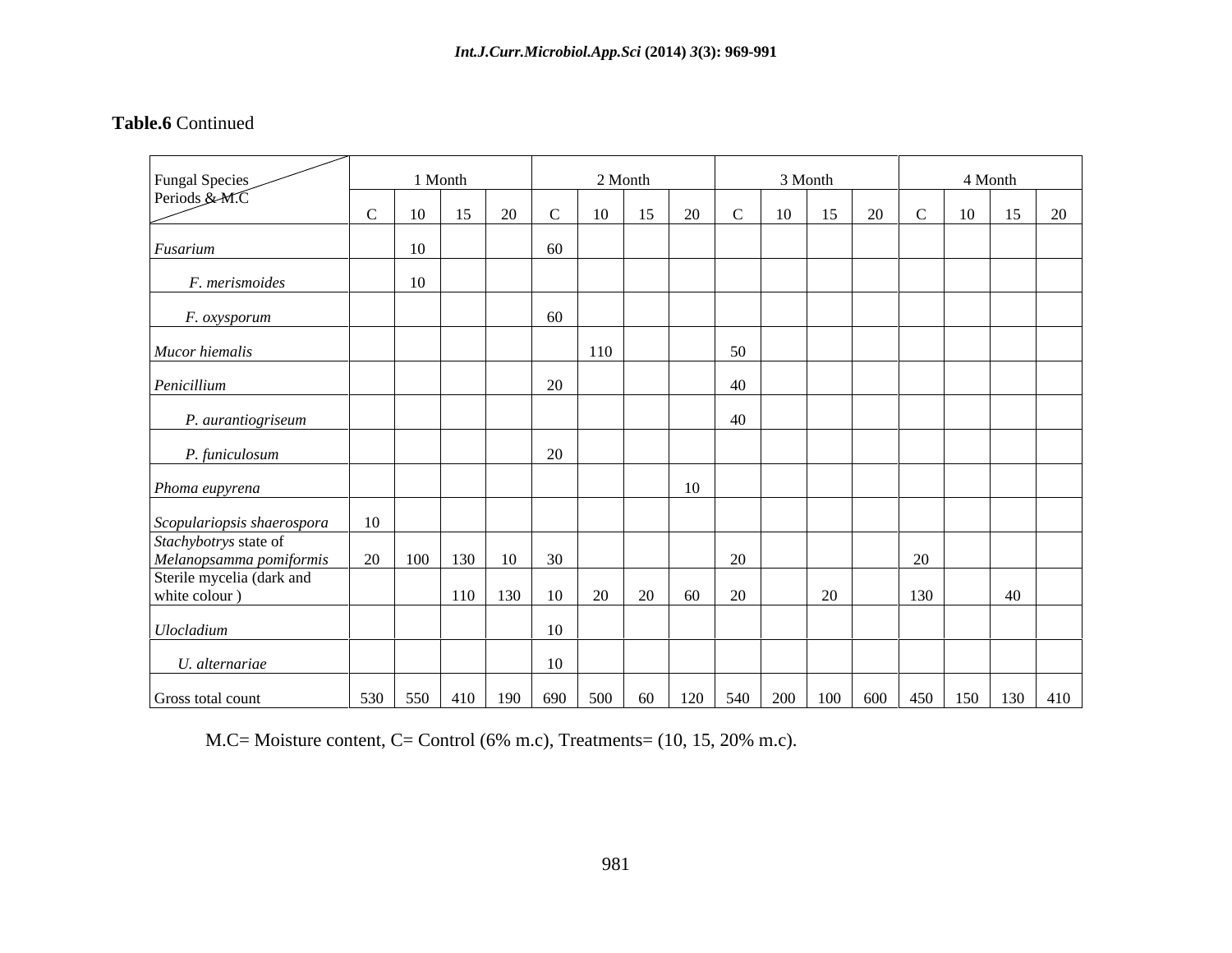**Table.6** Continued

| Fungal Species / Periods & M.C | 1 Month | | | | 2 Month | | | | 3 Month | | | | 4 Month | | | |
|---|---|---|---|---|---|---|---|---|---|---|---|---|---|---|---|---|
| | C | 10 | 15 | 20 | C | 10 | 15 | 20 | C | 10 | 15 | 20 | C | 10 | 15 | 20 |
| *Fusarium* | | 10 | | | 60 | | | | | | | | | | | |
| *F. merismoides* | | 10 | | | | | | | | | | | | | | |
| *F. oxysporum* | | | | | 60 | | | | | | | | | | | |
| *Mucor hiemalis* | | | | | | 110 | | | 50 | | | | | | | |
| *Penicillium* | | | | | 20 | | | | 40 | | | | | | | |
| *P. aurantiogriseum* | | | | | | | | | 40 | | | | | | | |
| *P. funiculosum* | | | | | 20 | | | | | | | | | | | |
| *Phoma eupyrena* | | | | | | | | 10 | | | | | | | | |
| *Scopulariopsis shaerospora* | 10 | | | | | | | | | | | | | | | |
| *Stachybotrys* state of *Melanopsamma pomiformis* | 20 | 100 | 130 | 10 | 30 | | | | 20 | | | | 20 | | | |
| Sterile mycelia (dark and white colour ) | | | 110 | 130 | 10 | 20 | 20 | 60 | 20 | | 20 | | 130 | | 40 | |
| *Ulocladium* | | | | | 10 | | | | | | | | | | | |
| *U. alternariae* | | | | | 10 | | | | | | | | | | | |
| Gross total count | 530 | 550 | 410 | 190 | 690 | 500 | 60 | 120 | 540 | 200 | 100 | 600 | 450 | 150 | 130 | 410 |

M.C= Moisture content, C= Control (6% m.c), Treatments= (10, 15, 20% m.c).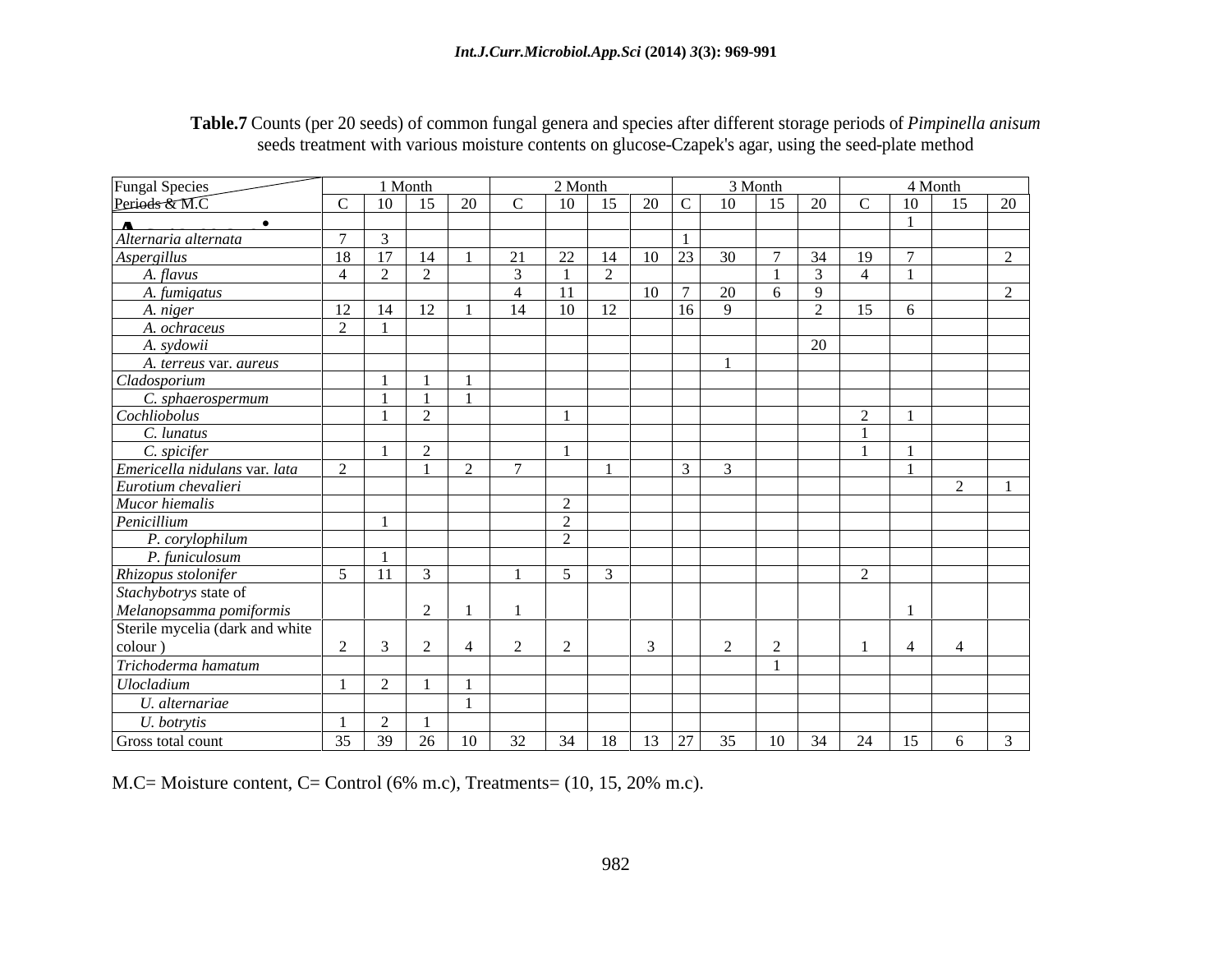**Table.7** Counts (per 20 seeds) of common fungal genera and species after different storage periods of *Pimpinella anisum* seeds treatment with various moisture contents on glucose-Czapek's agar, using the seed-plate method

| Fungal Species / Periods & M.C | 1 Month | | | | 2 Month | | | | 3 Month | | | | 4 Month | | | |
|---|---|---|---|---|---|---|---|---|---|---|---|---|---|---|---|---|
| | C | 10 | 15 | 20 | C | 10 | 15 | 20 | C | 10 | 15 | 20 | C | 10 | 15 | 20 |
| A • | | | | | | | | | | | | | | 1 | | |
| *Alternaria alternata* | 7 | 3 | | | | | | | 1 | | | | | | | |
| *Aspergillus* | 18 | 17 | 14 | 1 | 21 | 22 | 14 | 10 | 23 | 30 | 7 | 34 | 19 | 7 | | 2 |
| *A. flavus* | 4 | 2 | 2 | | 3 | 1 | 2 | | | | 1 | 3 | 4 | 1 | | |
| *A. fumigatus* | | | | | 4 | 11 | | 10 | 7 | 20 | 6 | 9 | | | | 2 |
| *A. niger* | 12 | 14 | 12 | 1 | 14 | 10 | 12 | | 16 | 9 | | 2 | 15 | 6 | | |
| *A. ochraceus* | 2 | 1 | | | | | | | | | | | | | | |
| *A. sydowii* | | | | | | | | | | | | 20 | | | | |
| *A. terreus* var. *aureus* | | | | | | | | | | 1 | | | | | | |
| *Cladosporium* | | 1 | 1 | 1 | | | | | | | | | | | | |
| *C. sphaerospermum* | | 1 | 1 | 1 | | | | | | | | | | | | |
| *Cochliobolus* | | 1 | 2 | | | 1 | | | | | | | 2 | 1 | | |
| *C. lunatus* | | | | | | | | | | | | | 1 | | | |
| *C. spicifer* | | 1 | 2 | | | 1 | | | | | | | 1 | 1 | | |
| *Emericella nidulans* var. *lata* | 2 | | 1 | 2 | 7 | | 1 | | 3 | 3 | | | | 1 | | |
| *Eurotium chevalieri* | | | | | | | | | | | | | | | 2 | 1 |
| *Mucor hiemalis* | | | | | | 2 | | | | | | | | | | |
| *Penicillium* | | 1 | | | | 2 | | | | | | | | | | |
| *P. corylophilum* | | | | | | 2 | | | | | | | | | | |
| *P. funiculosum* | | 1 | | | | | | | | | | | | | | |
| *Rhizopus stolonifer* | 5 | 11 | 3 | | 1 | 5 | 3 | | | | | | 2 | | | |
| *Stachybotrys* state of *Melanopsamma pomiformis* | | | 2 | 1 | 1 | | | | | | | | | 1 | | |
| Sterile mycelia (dark and white colour ) | 2 | 3 | 2 | 4 | 2 | 2 | | 3 | | 2 | 2 | | 1 | 4 | 4 | |
| *Trichoderma hamatum* | | | | | | | | | | | 1 | | | | | |
| *Ulocladium* | 1 | 2 | 1 | 1 | | | | | | | | | | | | |
| *U. alternariae* | | | | 1 | | | | | | | | | | | | |
| *U. botrytis* | 1 | 2 | 1 | | | | | | | | | | | | | |
| Gross total count | 35 | 39 | 26 | 10 | 32 | 34 | 18 | 13 | 27 | 35 | 10 | 34 | 24 | 15 | 6 | 3 |

M.C= Moisture content, C= Control (6% m.c), Treatments= (10, 15, 20% m.c).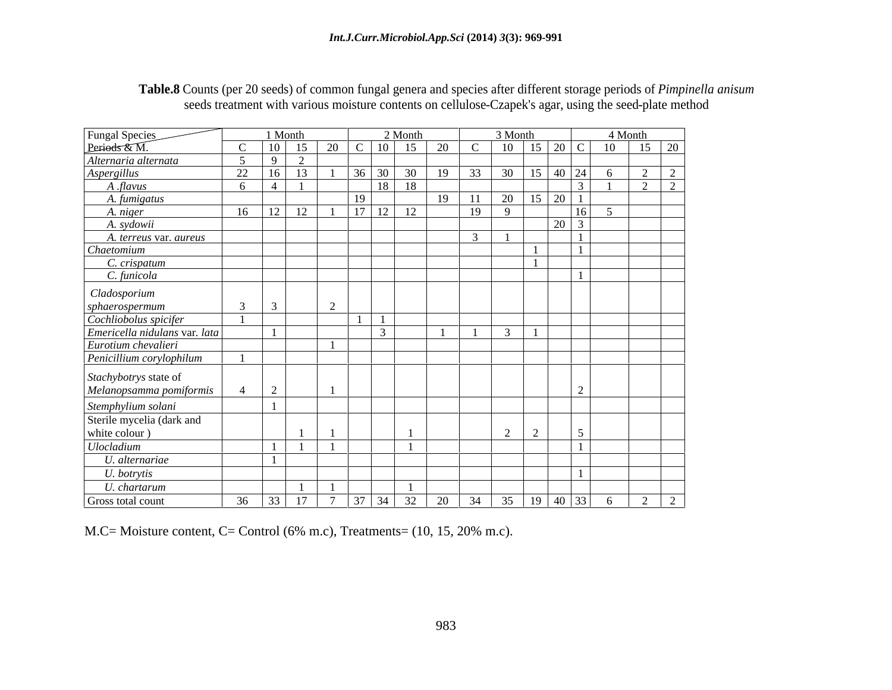**Table.8** Counts (per 20 seeds) of common fungal genera and species after different storage periods of *Pimpinella anisum* seeds treatment with various moisture contents on cellulose-Czapek's agar, using the seed-plate method

| Fungal Species / Periods & M. | 1 Month | | | | 2 Month | | | | 3 Month | | | | 4 Month | | | |
|---|---|---|---|---|---|---|---|---|---|---|---|---|---|---|---|---|
| | C | 10 | 15 | 20 | C | 10 | 15 | 20 | C | 10 | 15 | 20 | C | 10 | 15 | 20 |
| *Alternaria alternata* | 5 | 9 | 2 | | | | | | | | | | | | | |
| *Aspergillus* | 22 | 16 | 13 | 1 | 36 | 30 | 30 | 19 | 33 | 30 | 15 | 40 | 24 | 6 | 2 | 2 |
| *A .flavus* | 6 | 4 | 1 | | | 18 | 18 | | | | | | 3 | 1 | 2 | 2 |
| *A. fumigatus* | | | | | 19 | | | 19 | 11 | 20 | 15 | 20 | 1 | | | |
| *A. niger* | 16 | 12 | 12 | 1 | 17 | 12 | 12 | | 19 | 9 | | | 16 | 5 | | |
| *A. sydowii* | | | | | | | | | | | | 20 | 3 | | | |
| *A. terreus* var. *aureus* | | | | | | | | | 3 | 1 | | | 1 | | | |
| *Chaetomium* | | | | | | | | | | | 1 | | 1 | | | |
| *C. crispatum* | | | | | | | | | | | 1 | | | | | |
| *C. funicola* | | | | | | | | | | | | | 1 | | | |
| *Cladosporium sphaerospermum* | 3 | 3 | | 2 | | | | | | | | | | | | |
| *Cochliobolus spicifer* | 1 | | | | 1 | 1 | | | | | | | | | | |
| *Emericella nidulans* var. *lata* | | 1 | | | | 3 | | 1 | 1 | 3 | 1 | | | | | |
| *Eurotium chevalieri* | | | | 1 | | | | | | | | | | | | |
| *Penicillium corylophilum* | 1 | | | | | | | | | | | | | | | |
| *Stachybotrys* state of *Melanopsamma pomiformis* | 4 | 2 | | 1 | | | | | | | | | 2 | | | |
| *Stemphylium solani* | | 1 | | | | | | | | | | | | | | |
| Sterile mycelia (dark and white colour ) | | | 1 | 1 | | | 1 | | | 2 | 2 | | 5 | | | |
| *Ulocladium* | | 1 | 1 | 1 | | | 1 | | | | | | 1 | | | |
| *U. alternariae* | | 1 | | | | | | | | | | | | | | |
| *U. botrytis* | | | | | | | | | | | | | 1 | | | |
| *U. chartarum* | | | 1 | 1 | | | 1 | | | | | | | | | |
| Gross total count | 36 | 33 | 17 | 7 | 37 | 34 | 32 | 20 | 34 | 35 | 19 | 40 | 33 | 6 | 2 | 2 |

M.C= Moisture content, C= Control (6% m.c), Treatments= (10, 15, 20% m.c).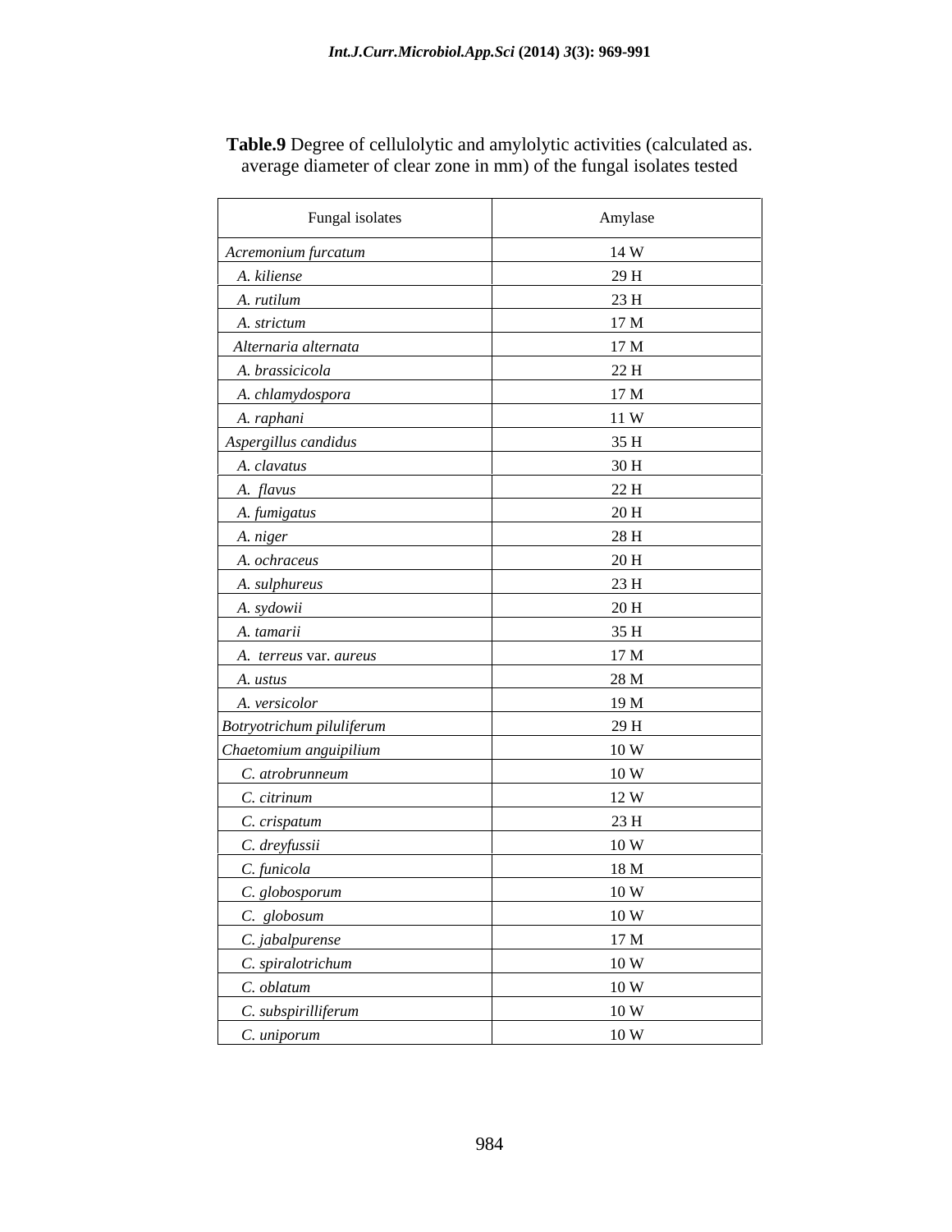**Table.9** Degree of cellulolytic and amylolytic activities (calculated as. average diameter of clear zone in mm) of the fungal isolates tested

| Fungal isolates | Amylase |
|---|---|
| *Acremonium furcatum* | 14 W |
| *A. kiliense* | 29 H |
| *A. rutilum* | 23 H |
| *A. strictum* | 17 M |
| *Alternaria alternata* | 17 M |
| *A. brassicicola* | 22 H |
| *A. chlamydospora* | 17 M |
| *A. raphani* | 11 W |
| *Aspergillus candidus* | 35 H |
| *A. clavatus* | 30 H |
| *A. flavus* | 22 H |
| *A. fumigatus* | 20 H |
| *A. niger* | 28 H |
| *A. ochraceus* | 20 H |
| *A. sulphureus* | 23 H |
| *A. sydowii* | 20 H |
| *A. tamarii* | 35 H |
| *A. terreus* var. *aureus* | 17 M |
| *A. ustus* | 28 M |
| *A. versicolor* | 19 M |
| *Botryotrichum piluliferum* | 29 H |
| *Chaetomium anguipilium* | 10 W |
| *C. atrobrunneum* | 10 W |
| *C. citrinum* | 12 W |
| *C. crispatum* | 23 H |
| *C. dreyfussii* | 10 W |
| *C. funicola* | 18 M |
| *C. globosporum* | 10 W |
| *C. globosum* | 10 W |
| *C. jabalpurense* | 17 M |
| *C. spiralotrichum* | 10 W |
| *C. oblatum* | 10 W |
| *C. subspirilliferum* | 10 W |
| *C. uniporum* | 10 W |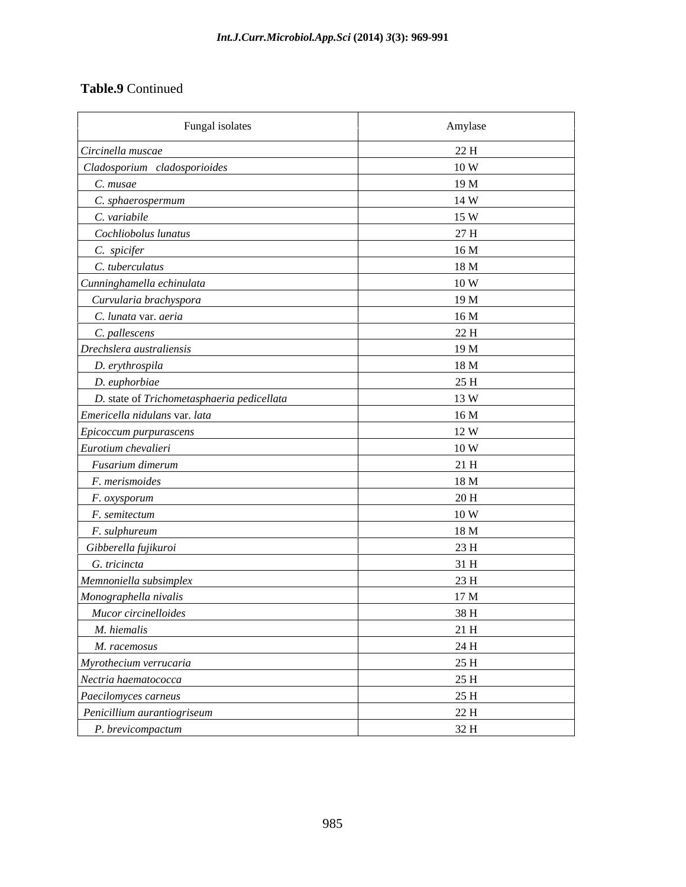**Table.9** Continued

| Fungal isolates | Amylase |
|---|---|
| *Circinella muscae* | 22 H |
| *Cladosporium cladosporioides* | 10 W |
| *C. musae* | 19 M |
| *C. sphaerospermum* | 14 W |
| *C. variabile* | 15 W |
| *Cochliobolus lunatus* | 27 H |
| *C. spicifer* | 16 M |
| *C. tuberculatus* | 18 M |
| *Cunninghamella echinulata* | 10 W |
| *Curvularia brachyspora* | 19 M |
| *C. lunata* var. *aeria* | 16 M |
| *C. pallescens* | 22 H |
| *Drechslera australiensis* | 19 M |
| *D. erythrospila* | 18 M |
| *D. euphorbiae* | 25 H |
| *D.* state of *Trichometasphaeria pedicellata* | 13 W |
| *Emericella nidulans* var. *lata* | 16 M |
| *Epicoccum purpurascens* | 12 W |
| *Eurotium chevalieri* | 10 W |
| *Fusarium dimerum* | 21 H |
| *F. merismoides* | 18 M |
| *F. oxysporum* | 20 H |
| *F. semitectum* | 10 W |
| *F. sulphureum* | 18 M |
| *Gibberella fujikuroi* | 23 H |
| *G. tricincta* | 31 H |
| *Memnoniella subsimplex* | 23 H |
| *Monographella nivalis* | 17 M |
| *Mucor circinelloides* | 38 H |
| *M. hiemalis* | 21 H |
| *M. racemosus* | 24 H |
| *Myrothecium verrucaria* | 25 H |
| *Nectria haematococca* | 25 H |
| *Paecilomyces carneus* | 25 H |
| *Penicillium aurantiogriseum* | 22 H |
| *P. brevicompactum* | 32 H |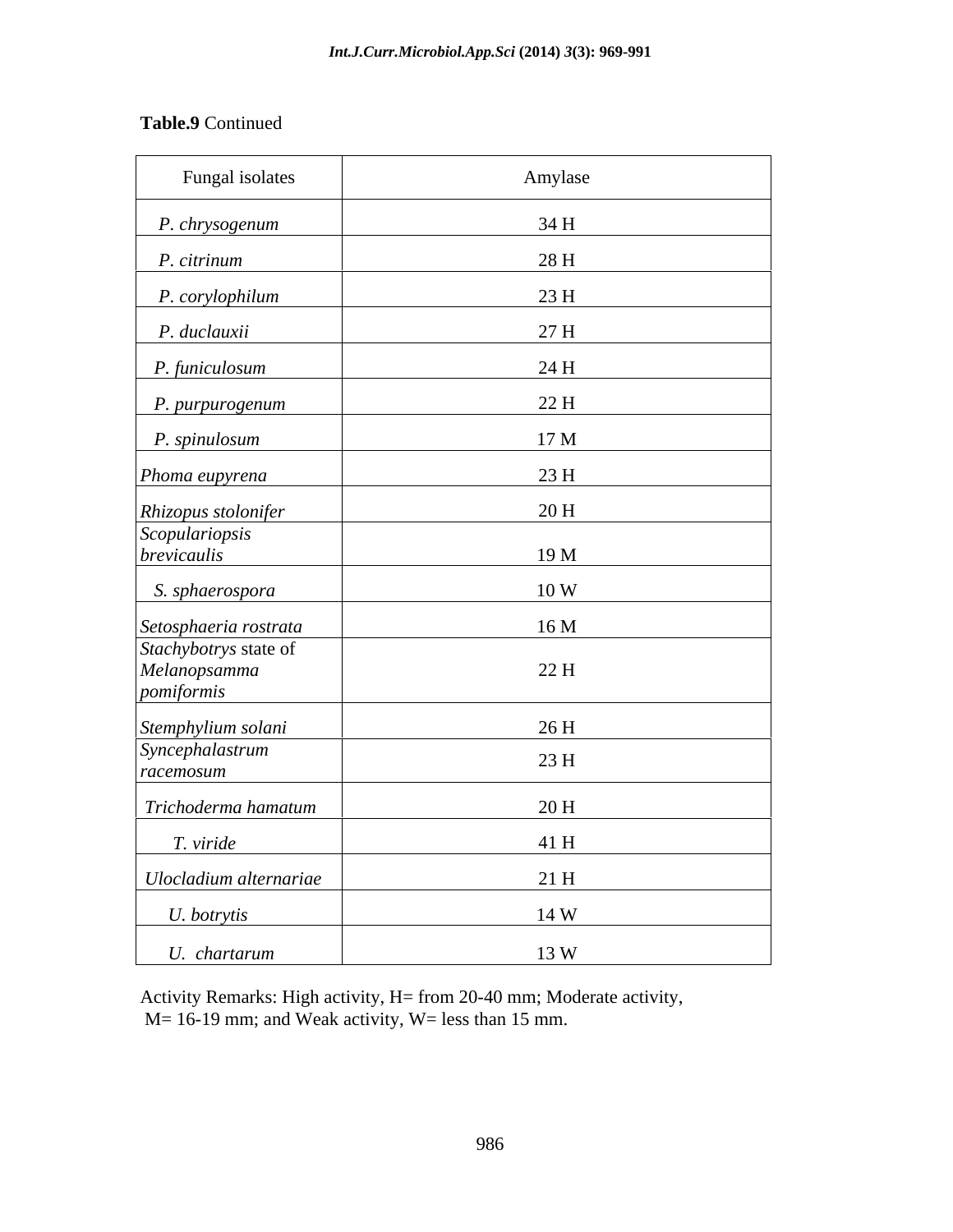**Table.9** Continued

| Fungal isolates | Amylase |
|---|---|
| *P. chrysogenum* | 34 H |
| *P. citrinum* | 28 H |
| *P. corylophilum* | 23 H |
| *P. duclauxii* | 27 H |
| *P. funiculosum* | 24 H |
| *P. purpurogenum* | 22 H |
| *P. spinulosum* | 17 M |
| *Phoma eupyrena* | 23 H |
| *Rhizopus stolonifer* | 20 H |
| *Scopulariopsis brevicaulis* | 19 M |
| *S. sphaerospora* | 10 W |
| *Setosphaeria rostrata* | 16 M |
| *Stachybotrys* state of *Melanopsamma pomiformis* | 22 H |
| *Stemphylium solani* | 26 H |
| *Syncephalastrum racemosum* | 23 H |
| *Trichoderma hamatum* | 20 H |
| *T. viride* | 41 H |
| *Ulocladium alternariae* | 21 H |
| *U. botrytis* | 14 W |
| *U. chartarum* | 13 W |

Activity Remarks: High activity, H= from 20-40 mm; Moderate activity, M= 16-19 mm; and Weak activity, W= less than 15 mm.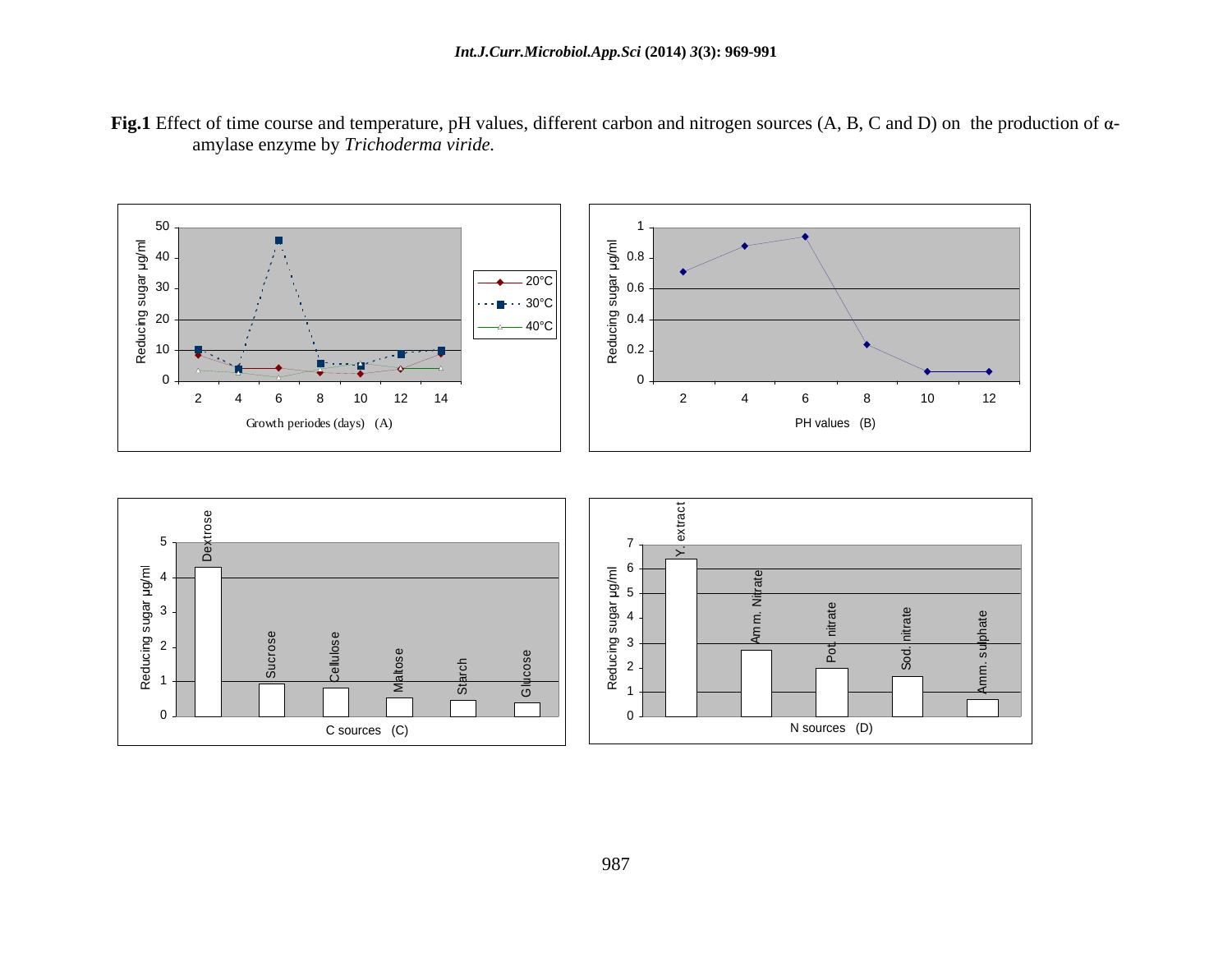**Fig.1** Effect of time course and temperature, pH values, different carbon and nitrogen sources (A, B, C and D) on the production of α-amylase enzyme by *Trichoderma viride.*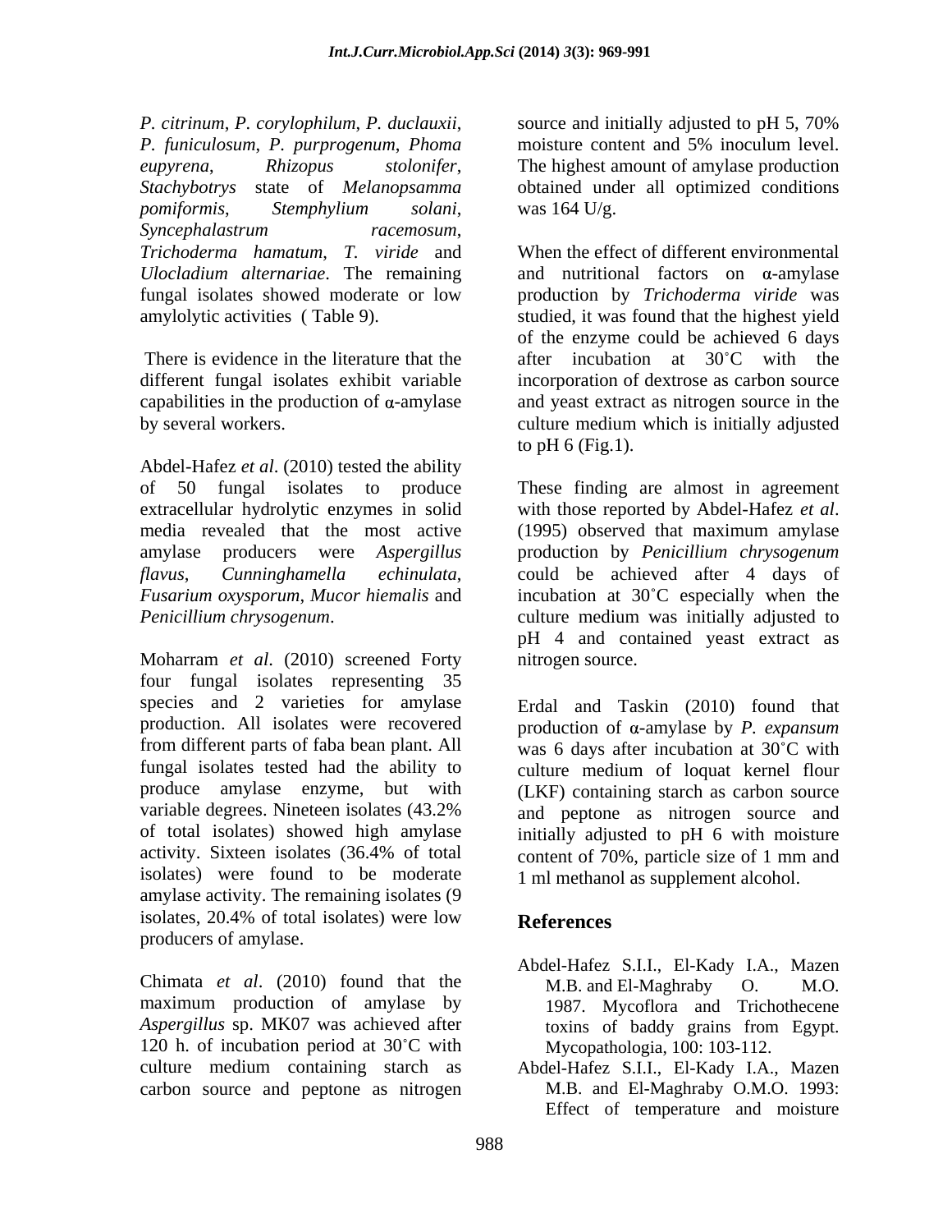*P. citrinum*, *P. corylophilum*, *P. duclauxii*, *P. funiculosum*, *P. purprogenum*, *Phoma eupyrena*, *Rhizopus stolonifer*, *Stachybotrys* state of *Melanopsamma pomiformis*, *Stemphylium solani*, *Syncephalastrum racemosum*, *Trichoderma hamatum*, *T. viride* and *Ulocladium alternariae*. The remaining fungal isolates showed moderate or low amylolytic activities ( Table 9).

There is evidence in the literature that the different fungal isolates exhibit variable capabilities in the production of α-amylase by several workers.

Abdel-Hafez *et al*. (2010) tested the ability of 50 fungal isolates to produce extracellular hydrolytic enzymes in solid media revealed that the most active amylase producers were *Aspergillus flavus*, *Cunninghamella echinulata*, *Fusarium oxysporum*, *Mucor hiemalis* and *Penicillium chrysogenum*.

Moharram *et al*. (2010) screened Forty four fungal isolates representing 35 species and 2 varieties for amylase production. All isolates were recovered from different parts of faba bean plant. All fungal isolates tested had the ability to produce amylase enzyme, but with variable degrees. Nineteen isolates (43.2% of total isolates) showed high amylase activity. Sixteen isolates (36.4% of total isolates) were found to be moderate amylase activity. The remaining isolates (9 isolates, 20.4% of total isolates) were low producers of amylase.

Chimata *et al*. (2010) found that the maximum production of amylase by *Aspergillus* sp. MK07 was achieved after 120 h. of incubation period at 30˚C with culture medium containing starch as carbon source and peptone as nitrogen source and initially adjusted to pH 5, 70% moisture content and 5% inoculum level. The highest amount of amylase production obtained under all optimized conditions was 164 U/g.

When the effect of different environmental and nutritional factors on α-amylase production by *Trichoderma viride* was studied, it was found that the highest yield of the enzyme could be achieved 6 days after incubation at 30˚C with the incorporation of dextrose as carbon source and yeast extract as nitrogen source in the culture medium which is initially adjusted to pH 6 (Fig.1).

These finding are almost in agreement with those reported by Abdel-Hafez *et al*. (1995) observed that maximum amylase production by *Penicillium chrysogenum* could be achieved after 4 days of incubation at 30˚C especially when the culture medium was initially adjusted to pH 4 and contained yeast extract as nitrogen source.

Erdal and Taskin (2010) found that production of α-amylase by *P. expansum* was 6 days after incubation at 30˚C with culture medium of loquat kernel flour (LKF) containing starch as carbon source and peptone as nitrogen source and initially adjusted to pH 6 with moisture content of 70%, particle size of 1 mm and 1 ml methanol as supplement alcohol.

## References

Abdel-Hafez S.I.I., El-Kady I.A., Mazen M.B. and El-Maghraby O. M.O. 1987. Mycoflora and Trichothecene toxins of baddy grains from Egypt. Mycopathologia, 100: 103-112.

Abdel-Hafez S.I.I., El-Kady I.A., Mazen M.B. and El-Maghraby O.M.O. 1993: Effect of temperature and moisture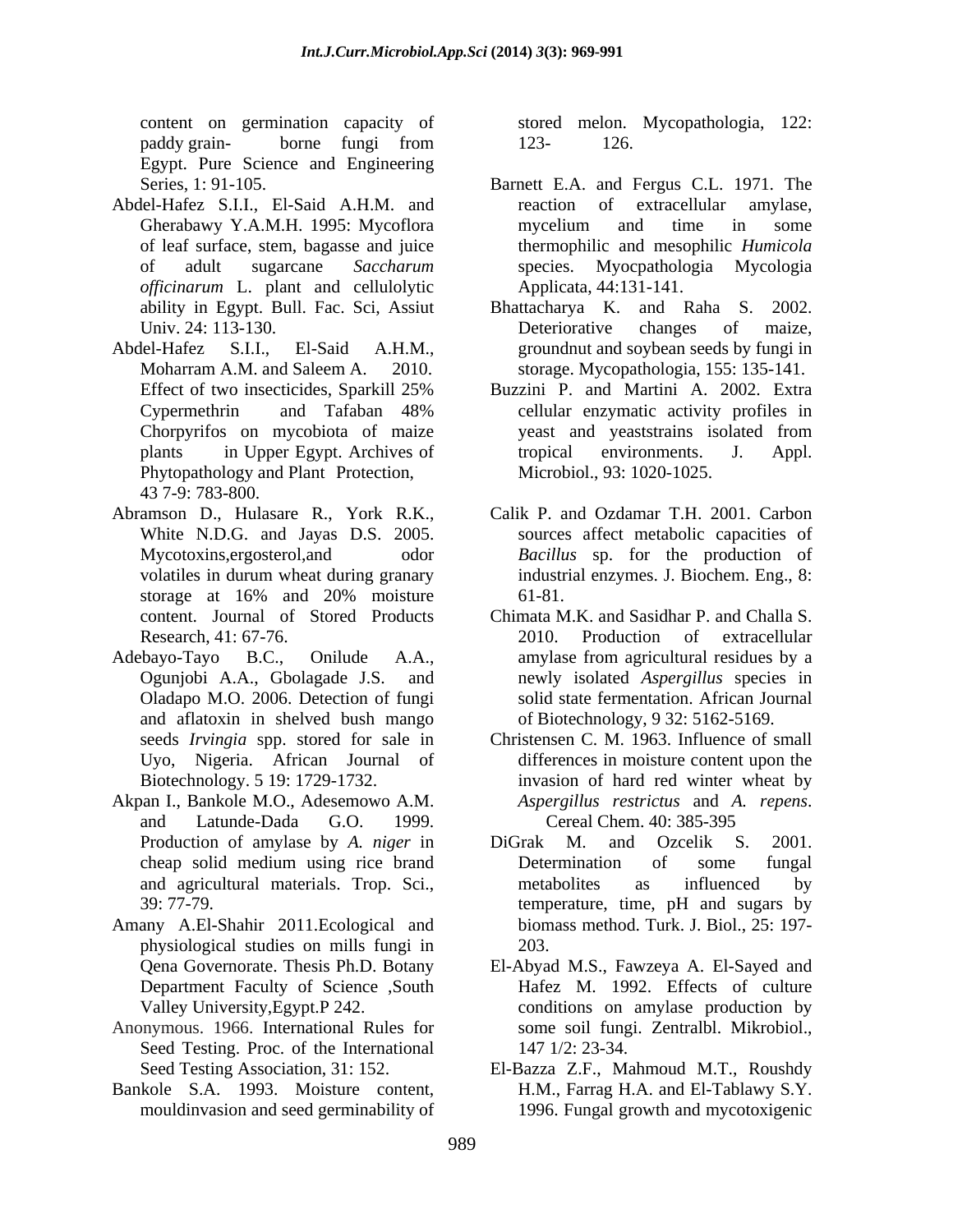content on germination capacity of paddy grain- borne fungi from Egypt. Pure Science and Engineering Series, 1: 91-105.

Abdel-Hafez S.I.I., El-Said A.H.M. and Gherabawy Y.A.M.H. 1995: Mycoflora of leaf surface, stem, bagasse and juice of adult sugarcane *Saccharum officinarum* L. plant and cellulolytic ability in Egypt. Bull. Fac. Sci, Assiut Univ. 24: 113-130.

Abdel-Hafez S.I.I., El-Said A.H.M., Moharram A.M. and Saleem A. 2010. Effect of two insecticides, Sparkill 25% Cypermethrin and Tafaban 48% Chorpyrifos on mycobiota of maize plants in Upper Egypt. Archives of Phytopathology and Plant Protection, 43 7-9: 783-800.

Abramson D., Hulasare R., York R.K., White N.D.G. and Jayas D.S. 2005. Mycotoxins,ergosterol,and odor volatiles in durum wheat during granary storage at 16% and 20% moisture content. Journal of Stored Products Research, 41: 67-76.

Adebayo-Tayo B.C., Onilude A.A., Ogunjobi A.A., Gbolagade J.S. and Oladapo M.O. 2006. Detection of fungi and aflatoxin in shelved bush mango seeds *Irvingia* spp. stored for sale in Uyo, Nigeria. African Journal of Biotechnology. 5 19: 1729-1732.

Akpan I., Bankole M.O., Adesemowo A.M. and Latunde-Dada G.O. 1999. Production of amylase by *A. niger* in cheap solid medium using rice brand and agricultural materials. Trop. Sci., 39: 77-79.

Amany A.El-Shahir 2011.Ecological and physiological studies on mills fungi in Qena Governorate. Thesis Ph.D. Botany Department Faculty of Science ,South Valley University,Egypt.P 242.

Anonymous. 1966. International Rules for Seed Testing. Proc. of the International Seed Testing Association, 31: 152.

Bankole S.A. 1993. Moisture content, mouldinvasion and seed germinability of stored melon. Mycopathologia, 122: 123- 126.

Barnett E.A. and Fergus C.L. 1971. The reaction of extracellular amylase, mycelium and time in some thermophilic and mesophilic *Humicola* species. Myocpathologia Mycologia Applicata, 44:131-141.

Bhattacharya K. and Raha S. 2002. Deteriorative changes of maize, groundnut and soybean seeds by fungi in storage. Mycopathologia, 155: 135-141.

Buzzini P. and Martini A. 2002. Extra cellular enzymatic activity profiles in yeast and yeaststrains isolated from tropical environments. J. Appl. Microbiol., 93: 1020-1025.

Calik P. and Ozdamar T.H. 2001. Carbon sources affect metabolic capacities of *Bacillus* sp. for the production of industrial enzymes. J. Biochem. Eng., 8: 61-81.

Chimata M.K. and Sasidhar P. and Challa S. 2010. Production of extracellular amylase from agricultural residues by a newly isolated *Aspergillus* species in solid state fermentation. African Journal of Biotechnology, 9 32: 5162-5169.

Christensen C. M. 1963. Influence of small differences in moisture content upon the invasion of hard red winter wheat by *Aspergillus restrictus* and *A. repens*. Cereal Chem. 40: 385-395

DiGrak M. and Ozcelik S. 2001. Determination of some fungal metabolites as influenced by temperature, time, pH and sugars by biomass method. Turk. J. Biol., 25: 197-203.

El-Abyad M.S., Fawzeya A. El-Sayed and Hafez M. 1992. Effects of culture conditions on amylase production by some soil fungi. Zentralbl. Mikrobiol., 147 1/2: 23-34.

El-Bazza Z.F., Mahmoud M.T., Roushdy H.M., Farrag H.A. and El-Tablawy S.Y. 1996. Fungal growth and mycotoxigenic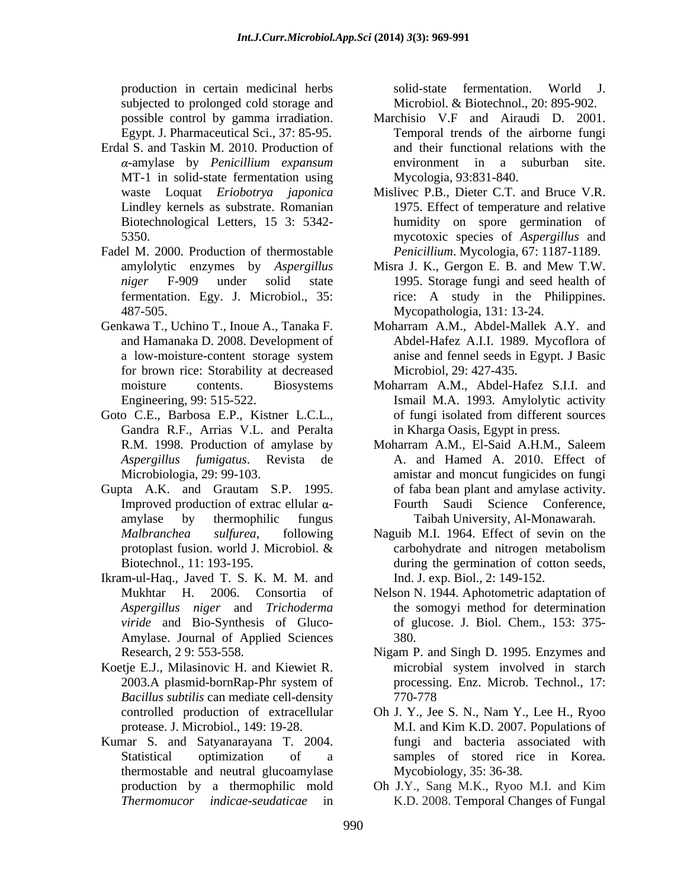production in certain medicinal herbs subjected to prolonged cold storage and possible control by gamma irradiation. Egypt. J. Pharmaceutical Sci., 37: 85-95.

Erdal S. and Taskin M. 2010. Production of $\alpha$-amylase by *Penicillium expansum* MT-1 in solid-state fermentation using waste Loquat *Eriobotrya japonica* Lindley kernels as substrate. Romanian Biotechnological Letters, 15 3: 5342-5350.

Fadel M. 2000. Production of thermostable amylolytic enzymes by *Aspergillus niger* F-909 under solid state fermentation. Egy. J. Microbiol., 35: 487-505.

Genkawa T., Uchino T., Inoue A., Tanaka F. and Hamanaka D. 2008. Development of a low-moisture-content storage system for brown rice: Storability at decreased moisture contents. Biosystems Engineering, 99: 515-522.

Goto C.E., Barbosa E.P., Kistner L.C.L., Gandra R.F., Arrias V.L. and Peralta R.M. 1998. Production of amylase by *Aspergillus fumigatus*. Revista de Microbiologia, 29: 99-103.

Gupta A.K. and Grautam S.P. 1995. Improved production of extrac ellular $\alpha$-amylase by thermophilic fungus *Malbranchea sulfurea*, following protoplast fusion. world J. Microbiol. & Biotechnol., 11: 193-195.

Ikram-ul-Haq., Javed T. S. K. M. M. and Mukhtar H. 2006. Consortia of *Aspergillus niger* and *Trichoderma viride* and Bio-Synthesis of Gluco-Amylase. Journal of Applied Sciences Research, 2 9: 553-558.

Koetje E.J., Milasinovic H. and Kiewiet R. 2003.A plasmid-bornRap-Phr system of *Bacillus subtilis* can mediate cell-density controlled production of extracellular protease. J. Microbiol., 149: 19-28.

Kumar S. and Satyanarayana T. 2004. Statistical optimization of a thermostable and neutral glucoamylase production by a thermophilic mold *Thermomucor indicae-seudaticae* in solid-state fermentation. World J. Microbiol. & Biotechnol., 20: 895-902.

Marchisio V.F and Airaudi D. 2001. Temporal trends of the airborne fungi and their functional relations with the environment in a suburban site. Mycologia, 93:831-840.

Mislivec P.B., Dieter C.T. and Bruce V.R. 1975. Effect of temperature and relative humidity on spore germination of mycotoxic species of *Aspergillus* and *Penicillium*. Mycologia, 67: 1187-1189.

Misra J. K., Gergon E. B. and Mew T.W. 1995. Storage fungi and seed health of rice: A study in the Philippines. Mycopathologia, 131: 13-24.

Moharram A.M., Abdel-Mallek A.Y. and Abdel-Hafez A.I.I. 1989. Mycoflora of anise and fennel seeds in Egypt. J Basic Microbiol, 29: 427-435.

Moharram A.M., Abdel-Hafez S.I.I. and Ismail M.A. 1993. Amylolytic activity of fungi isolated from different sources in Kharga Oasis, Egypt in press.

Moharram A.M., El-Said A.H.M., Saleem A. and Hamed A. 2010. Effect of amistar and moncut fungicides on fungi of faba bean plant and amylase activity. Fourth Saudi Science Conference, Taibah University, Al-Monawarah.

Naguib M.I. 1964. Effect of sevin on the carbohydrate and nitrogen metabolism during the germination of cotton seeds, Ind. J. exp. Biol., 2: 149-152.

Nelson N. 1944. Aphotometric adaptation of the somogyi method for determination of glucose. J. Biol. Chem., 153: 375-380.

Nigam P. and Singh D. 1995. Enzymes and microbial system involved in starch processing. Enz. Microb. Technol., 17: 770-778

Oh J. Y., Jee S. N., Nam Y., Lee H., Ryoo M.I. and Kim K.D. 2007. Populations of fungi and bacteria associated with samples of stored rice in Korea. Mycobiology, 35: 36-38.

Oh J.Y., Sang M.K., Ryoo M.I. and Kim K.D. 2008. Temporal Changes of Fungal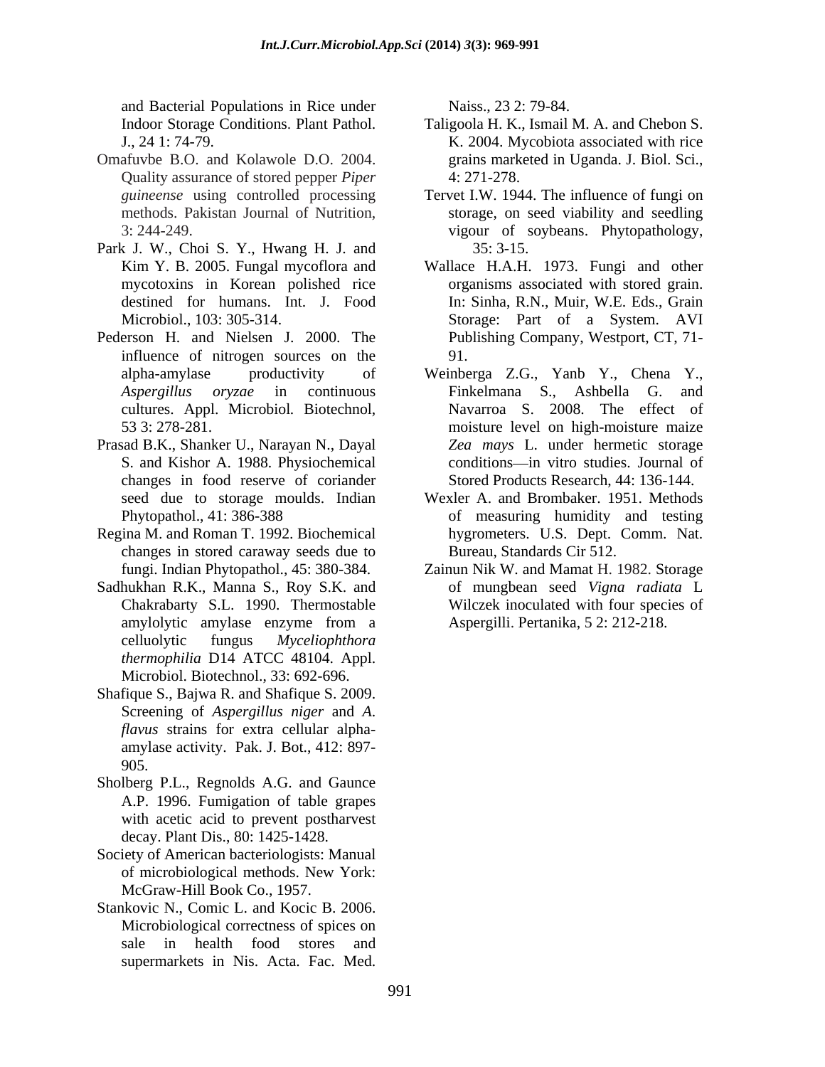and Bacterial Populations in Rice under Indoor Storage Conditions. Plant Pathol. J., 24 1: 74-79.

Omafuvbe B.O. and Kolawole D.O. 2004. Quality assurance of stored pepper *Piper guineense* using controlled processing methods. Pakistan Journal of Nutrition, 3: 244-249.

Park J. W., Choi S. Y., Hwang H. J. and Kim Y. B. 2005. Fungal mycoflora and mycotoxins in Korean polished rice destined for humans. Int. J. Food Microbiol., 103: 305-314.

Pederson H. and Nielsen J. 2000. The influence of nitrogen sources on the alpha-amylase productivity of *Aspergillus oryzae* in continuous cultures. Appl. Microbiol. Biotechnol, 53 3: 278-281.

Prasad B.K., Shanker U., Narayan N., Dayal S. and Kishor A. 1988. Physiochemical changes in food reserve of coriander seed due to storage moulds. Indian Phytopathol., 41: 386-388

Regina M. and Roman T. 1992. Biochemical changes in stored caraway seeds due to fungi. Indian Phytopathol., 45: 380-384.

Sadhukhan R.K., Manna S., Roy S.K. and Chakrabarty S.L. 1990. Thermostable amylolytic amylase enzyme from a celluolytic fungus *Myceliophthora thermophilia* D14 ATCC 48104. Appl. Microbiol. Biotechnol., 33: 692-696.

Shafique S., Bajwa R. and Shafique S. 2009. Screening of *Aspergillus niger* and *A. flavus* strains for extra cellular alpha-amylase activity. Pak. J. Bot., 412: 897-905.

Sholberg P.L., Regnolds A.G. and Gaunce A.P. 1996. Fumigation of table grapes with acetic acid to prevent postharvest decay. Plant Dis., 80: 1425-1428.

Society of American bacteriologists: Manual of microbiological methods. New York: McGraw-Hill Book Co., 1957.

Stankovic N., Comic L. and Kocic B. 2006. Microbiological correctness of spices on sale in health food stores and supermarkets in Nis. Acta. Fac. Med. Naiss., 23 2: 79-84.

Taligoola H. K., Ismail M. A. and Chebon S. K. 2004. Mycobiota associated with rice grains marketed in Uganda. J. Biol. Sci., 4: 271-278.

Tervet I.W. 1944. The influence of fungi on storage, on seed viability and seedling vigour of soybeans. Phytopathology, 35: 3-15.

Wallace H.A.H. 1973. Fungi and other organisms associated with stored grain. In: Sinha, R.N., Muir, W.E. Eds., Grain Storage: Part of a System. AVI Publishing Company, Westport, CT, 71-91.

Weinberga Z.G., Yanb Y., Chena Y., Finkelmana S., Ashbella G. and Navarroa S. 2008. The effect of moisture level on high-moisture maize *Zea mays* L. under hermetic storage conditions—in vitro studies. Journal of Stored Products Research, 44: 136-144.

Wexler A. and Brombaker. 1951. Methods of measuring humidity and testing hygrometers. U.S. Dept. Comm. Nat. Bureau, Standards Cir 512.

Zainun Nik W. and Mamat H. 1982. Storage of mungbean seed *Vigna radiata* L Wilczek inoculated with four species of Aspergilli. Pertanika, 5 2: 212-218.